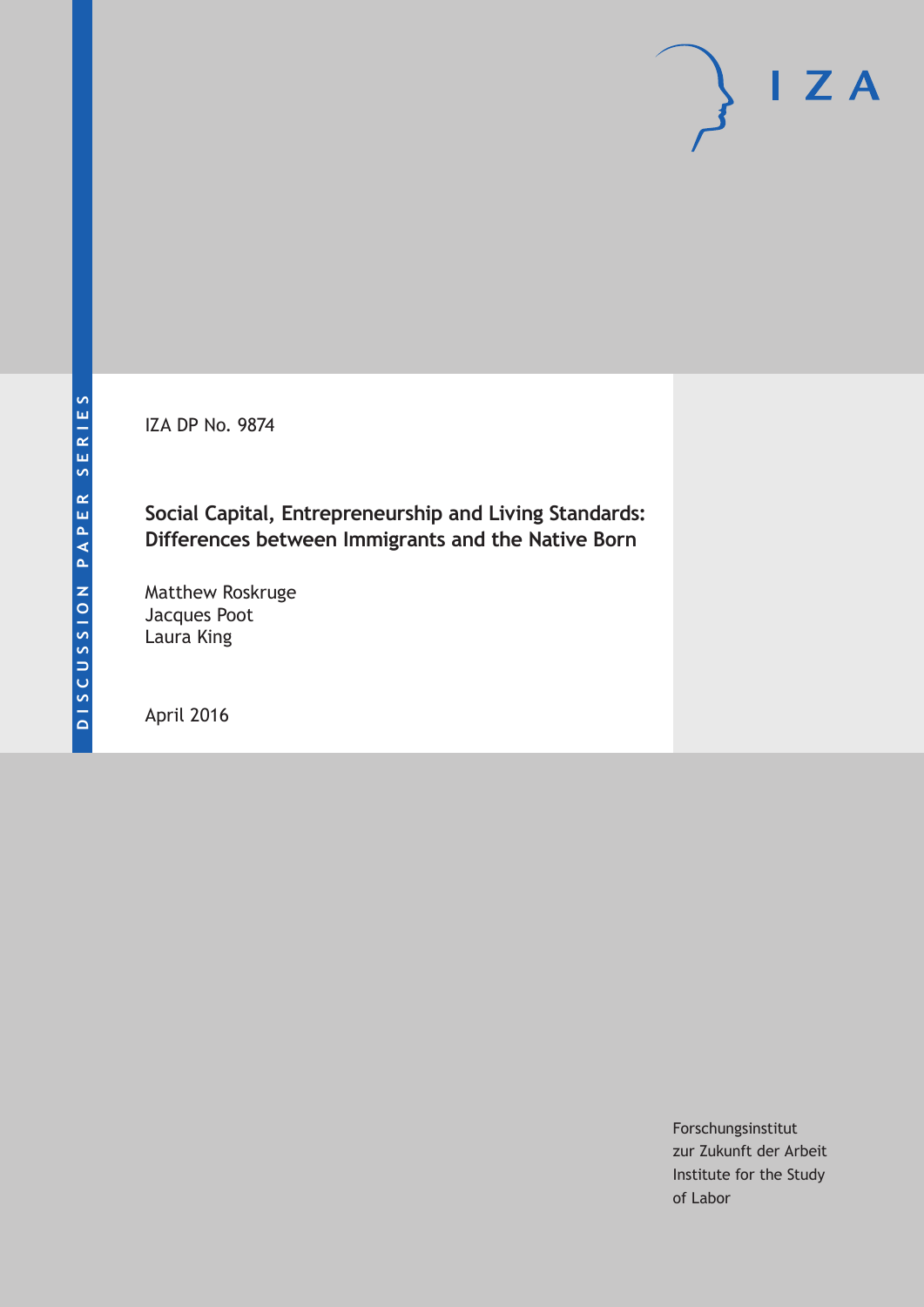DISCUSSION PAPER SERIES

IZA

IZA DP No. 9874

# Social Capital, Entrepreneurship and Living Standards: Differences between Immigrants and the Native Born

Matthew Roskruge
Jacques Poot
Laura King

April 2016

Forschungsinstitut
zur Zukunft der Arbeit
Institute for the Study
of Labor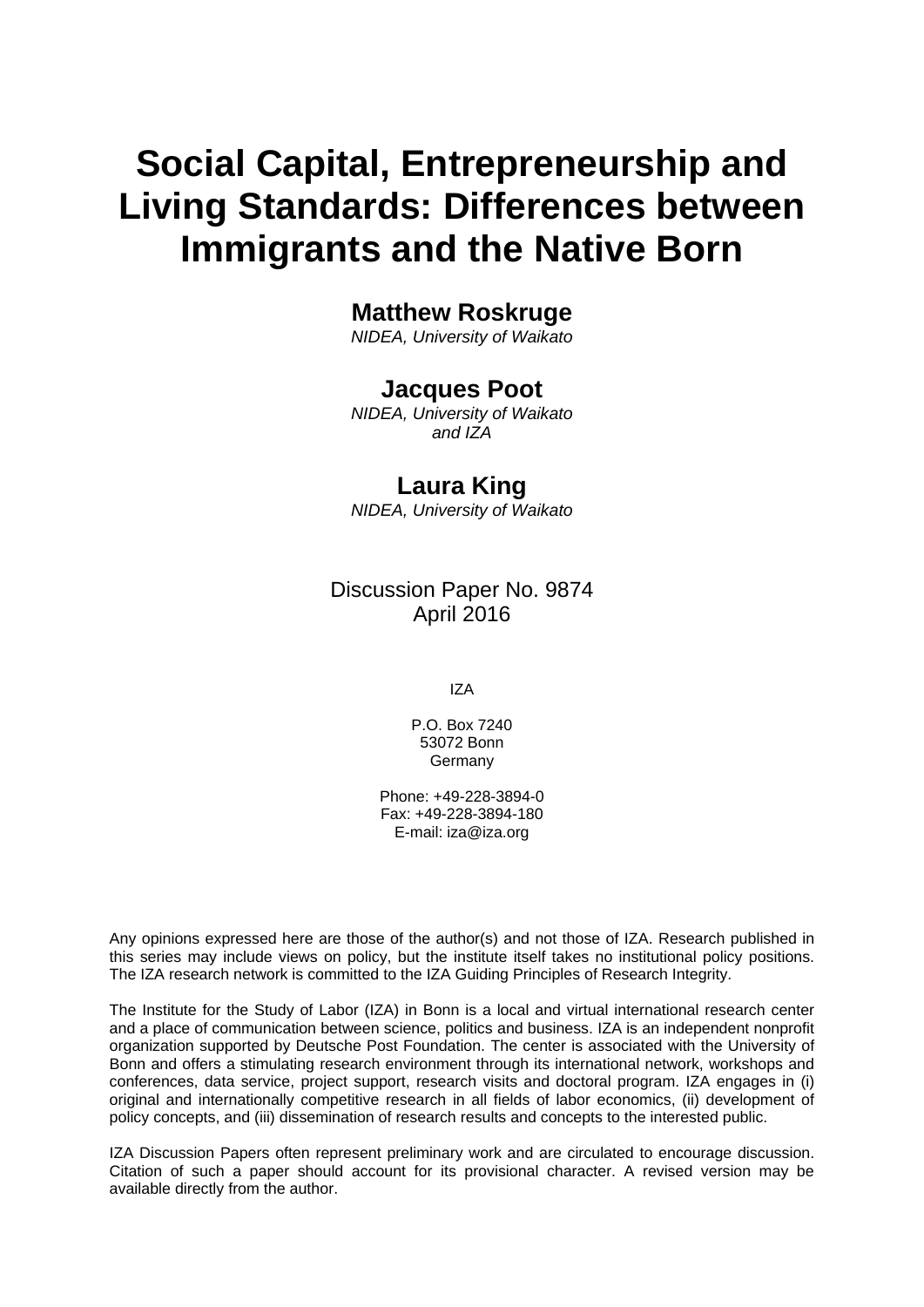# Social Capital, Entrepreneurship and Living Standards: Differences between Immigrants and the Native Born

**Matthew Roskruge**
*NIDEA, University of Waikato*

**Jacques Poot**
*NIDEA, University of Waikato and IZA*

**Laura King**
*NIDEA, University of Waikato*

Discussion Paper No. 9874
April 2016

IZA

P.O. Box 7240
53072 Bonn
Germany

Phone: +49-228-3894-0
Fax: +49-228-3894-180
E-mail: iza@iza.org

Any opinions expressed here are those of the author(s) and not those of IZA. Research published in this series may include views on policy, but the institute itself takes no institutional policy positions. The IZA research network is committed to the IZA Guiding Principles of Research Integrity.

The Institute for the Study of Labor (IZA) in Bonn is a local and virtual international research center and a place of communication between science, politics and business. IZA is an independent nonprofit organization supported by Deutsche Post Foundation. The center is associated with the University of Bonn and offers a stimulating research environment through its international network, workshops and conferences, data service, project support, research visits and doctoral program. IZA engages in (i) original and internationally competitive research in all fields of labor economics, (ii) development of policy concepts, and (iii) dissemination of research results and concepts to the interested public.

IZA Discussion Papers often represent preliminary work and are circulated to encourage discussion. Citation of such a paper should account for its provisional character. A revised version may be available directly from the author.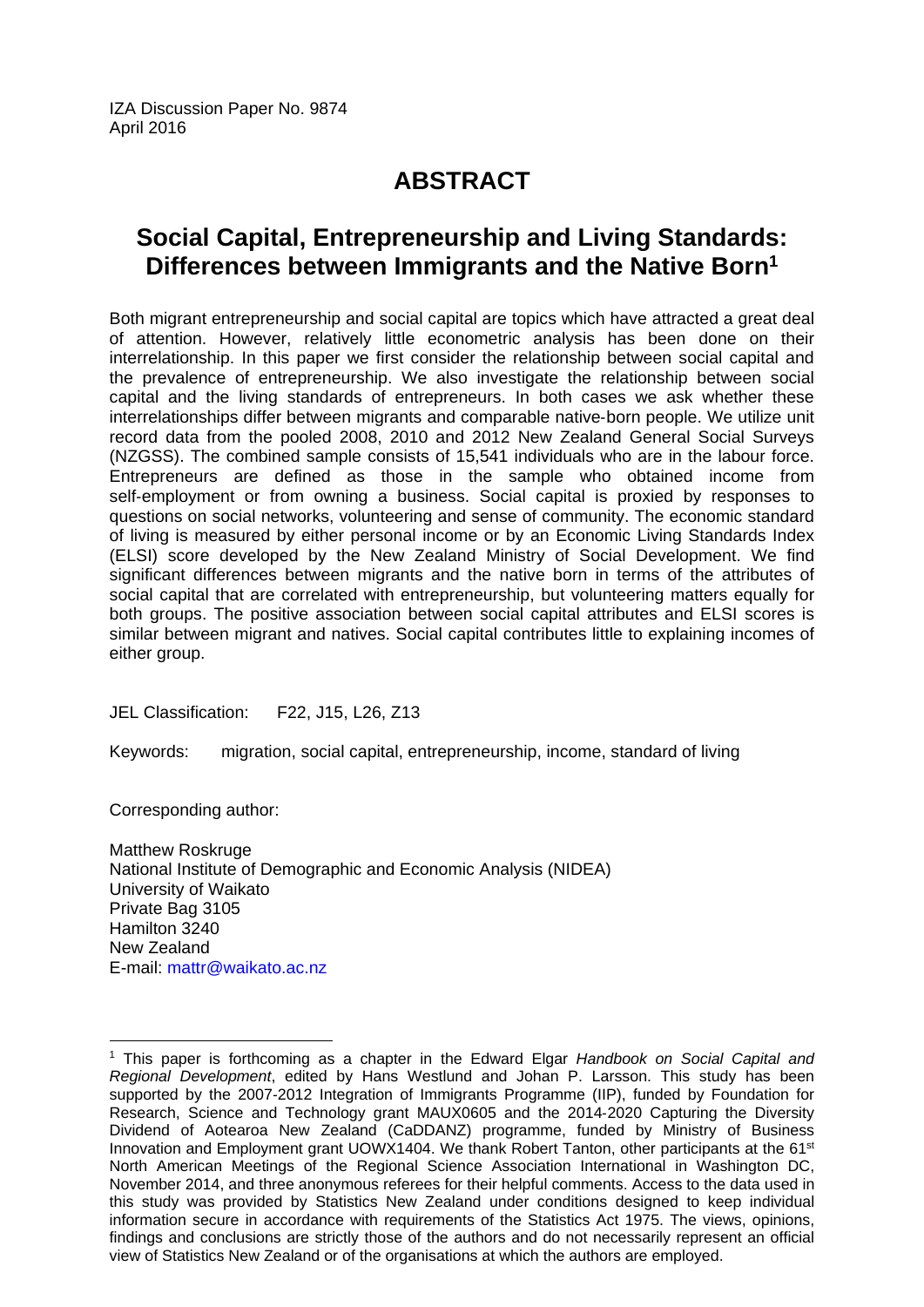IZA Discussion Paper No. 9874
April 2016

# ABSTRACT

## Social Capital, Entrepreneurship and Living Standards: Differences between Immigrants and the Native Born[1]

Both migrant entrepreneurship and social capital are topics which have attracted a great deal of attention. However, relatively little econometric analysis has been done on their interrelationship. In this paper we first consider the relationship between social capital and the prevalence of entrepreneurship. We also investigate the relationship between social capital and the living standards of entrepreneurs. In both cases we ask whether these interrelationships differ between migrants and comparable native-born people. We utilize unit record data from the pooled 2008, 2010 and 2012 New Zealand General Social Surveys (NZGSS). The combined sample consists of 15,541 individuals who are in the labour force. Entrepreneurs are defined as those in the sample who obtained income from self-employment or from owning a business. Social capital is proxied by responses to questions on social networks, volunteering and sense of community. The economic standard of living is measured by either personal income or by an Economic Living Standards Index (ELSI) score developed by the New Zealand Ministry of Social Development. We find significant differences between migrants and the native born in terms of the attributes of social capital that are correlated with entrepreneurship, but volunteering matters equally for both groups. The positive association between social capital attributes and ELSI scores is similar between migrant and natives. Social capital contributes little to explaining incomes of either group.

JEL Classification: F22, J15, L26, Z13

Keywords: migration, social capital, entrepreneurship, income, standard of living

Corresponding author:

Matthew Roskruge
National Institute of Demographic and Economic Analysis (NIDEA)
University of Waikato
Private Bag 3105
Hamilton 3240
New Zealand
E-mail: mattr@waikato.ac.nz

---

[1] This paper is forthcoming as a chapter in the Edward Elgar *Handbook on Social Capital and Regional Development*, edited by Hans Westlund and Johan P. Larsson. This study has been supported by the 2007-2012 Integration of Immigrants Programme (IIP), funded by Foundation for Research, Science and Technology grant MAUX0605 and the 2014-2020 Capturing the Diversity Dividend of Aotearoa New Zealand (CaDDANZ) programme, funded by Ministry of Business Innovation and Employment grant UOWX1404. We thank Robert Tanton, other participants at the 61st North American Meetings of the Regional Science Association International in Washington DC, November 2014, and three anonymous referees for their helpful comments. Access to the data used in this study was provided by Statistics New Zealand under conditions designed to keep individual information secure in accordance with requirements of the Statistics Act 1975. The views, opinions, findings and conclusions are strictly those of the authors and do not necessarily represent an official view of Statistics New Zealand or of the organisations at which the authors are employed.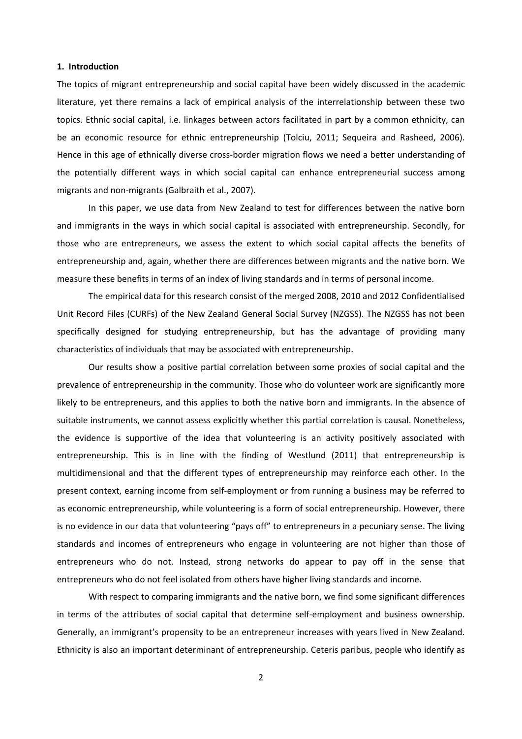## 1. Introduction

The topics of migrant entrepreneurship and social capital have been widely discussed in the academic literature, yet there remains a lack of empirical analysis of the interrelationship between these two topics. Ethnic social capital, i.e. linkages between actors facilitated in part by a common ethnicity, can be an economic resource for ethnic entrepreneurship (Tolciu, 2011; Sequeira and Rasheed, 2006). Hence in this age of ethnically diverse cross-border migration flows we need a better understanding of the potentially different ways in which social capital can enhance entrepreneurial success among migrants and non-migrants (Galbraith et al., 2007).

In this paper, we use data from New Zealand to test for differences between the native born and immigrants in the ways in which social capital is associated with entrepreneurship. Secondly, for those who are entrepreneurs, we assess the extent to which social capital affects the benefits of entrepreneurship and, again, whether there are differences between migrants and the native born. We measure these benefits in terms of an index of living standards and in terms of personal income.

The empirical data for this research consist of the merged 2008, 2010 and 2012 Confidentialised Unit Record Files (CURFs) of the New Zealand General Social Survey (NZGSS). The NZGSS has not been specifically designed for studying entrepreneurship, but has the advantage of providing many characteristics of individuals that may be associated with entrepreneurship.

Our results show a positive partial correlation between some proxies of social capital and the prevalence of entrepreneurship in the community. Those who do volunteer work are significantly more likely to be entrepreneurs, and this applies to both the native born and immigrants. In the absence of suitable instruments, we cannot assess explicitly whether this partial correlation is causal. Nonetheless, the evidence is supportive of the idea that volunteering is an activity positively associated with entrepreneurship. This is in line with the finding of Westlund (2011) that entrepreneurship is multidimensional and that the different types of entrepreneurship may reinforce each other. In the present context, earning income from self-employment or from running a business may be referred to as economic entrepreneurship, while volunteering is a form of social entrepreneurship. However, there is no evidence in our data that volunteering "pays off" to entrepreneurs in a pecuniary sense. The living standards and incomes of entrepreneurs who engage in volunteering are not higher than those of entrepreneurs who do not. Instead, strong networks do appear to pay off in the sense that entrepreneurs who do not feel isolated from others have higher living standards and income.

With respect to comparing immigrants and the native born, we find some significant differences in terms of the attributes of social capital that determine self-employment and business ownership. Generally, an immigrant's propensity to be an entrepreneur increases with years lived in New Zealand. Ethnicity is also an important determinant of entrepreneurship. Ceteris paribus, people who identify as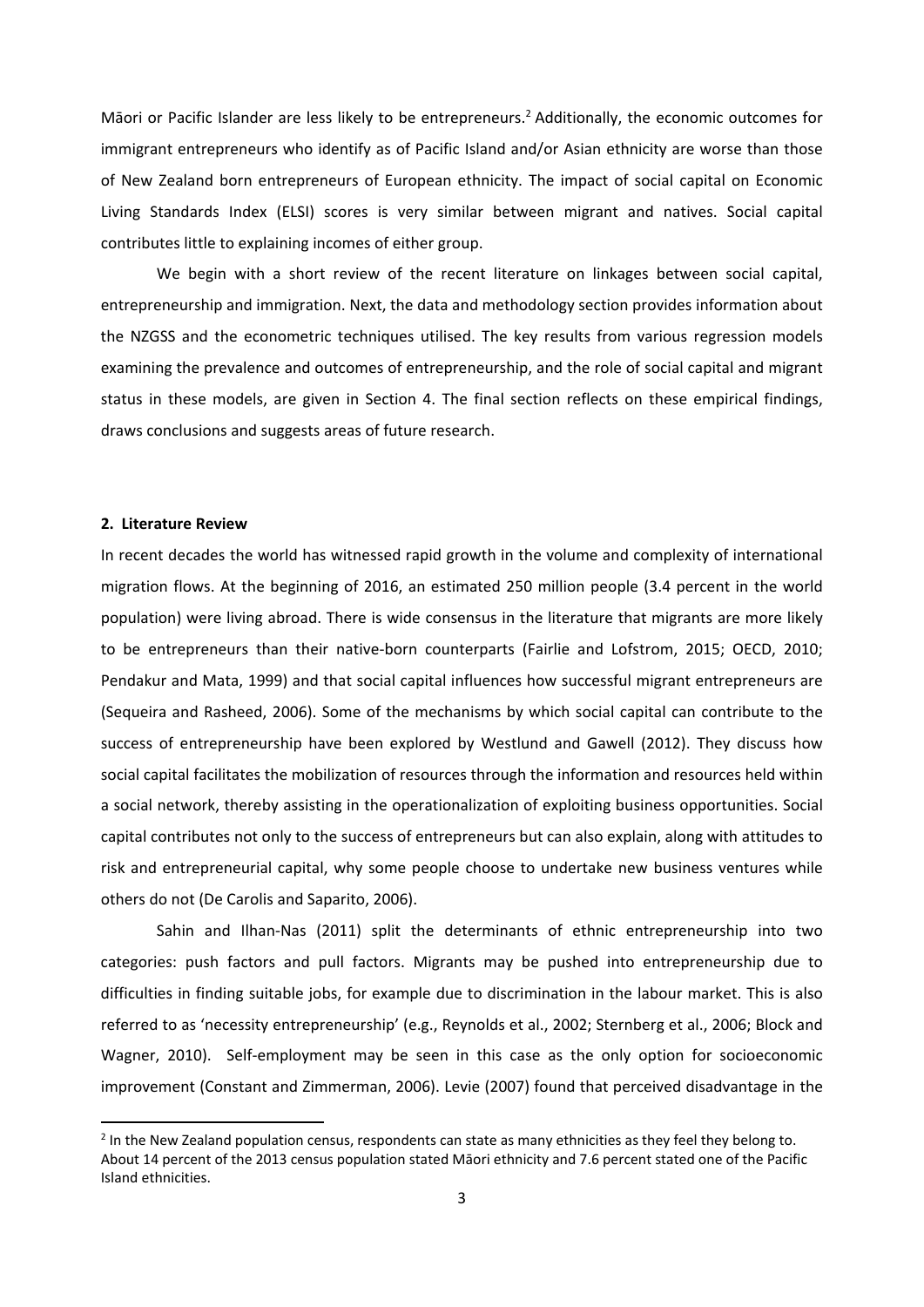Māori or Pacific Islander are less likely to be entrepreneurs.[2] Additionally, the economic outcomes for immigrant entrepreneurs who identify as of Pacific Island and/or Asian ethnicity are worse than those of New Zealand born entrepreneurs of European ethnicity. The impact of social capital on Economic Living Standards Index (ELSI) scores is very similar between migrant and natives. Social capital contributes little to explaining incomes of either group.

We begin with a short review of the recent literature on linkages between social capital, entrepreneurship and immigration. Next, the data and methodology section provides information about the NZGSS and the econometric techniques utilised. The key results from various regression models examining the prevalence and outcomes of entrepreneurship, and the role of social capital and migrant status in these models, are given in Section 4. The final section reflects on these empirical findings, draws conclusions and suggests areas of future research.

## 2. Literature Review

In recent decades the world has witnessed rapid growth in the volume and complexity of international migration flows. At the beginning of 2016, an estimated 250 million people (3.4 percent in the world population) were living abroad. There is wide consensus in the literature that migrants are more likely to be entrepreneurs than their native-born counterparts (Fairlie and Lofstrom, 2015; OECD, 2010; Pendakur and Mata, 1999) and that social capital influences how successful migrant entrepreneurs are (Sequeira and Rasheed, 2006). Some of the mechanisms by which social capital can contribute to the success of entrepreneurship have been explored by Westlund and Gawell (2012). They discuss how social capital facilitates the mobilization of resources through the information and resources held within a social network, thereby assisting in the operationalization of exploiting business opportunities. Social capital contributes not only to the success of entrepreneurs but can also explain, along with attitudes to risk and entrepreneurial capital, why some people choose to undertake new business ventures while others do not (De Carolis and Saparito, 2006).

Sahin and Ilhan-Nas (2011) split the determinants of ethnic entrepreneurship into two categories: push factors and pull factors. Migrants may be pushed into entrepreneurship due to difficulties in finding suitable jobs, for example due to discrimination in the labour market. This is also referred to as 'necessity entrepreneurship' (e.g., Reynolds et al., 2002; Sternberg et al., 2006; Block and Wagner, 2010). Self-employment may be seen in this case as the only option for socioeconomic improvement (Constant and Zimmerman, 2006). Levie (2007) found that perceived disadvantage in the

[2] In the New Zealand population census, respondents can state as many ethnicities as they feel they belong to. About 14 percent of the 2013 census population stated Māori ethnicity and 7.6 percent stated one of the Pacific Island ethnicities.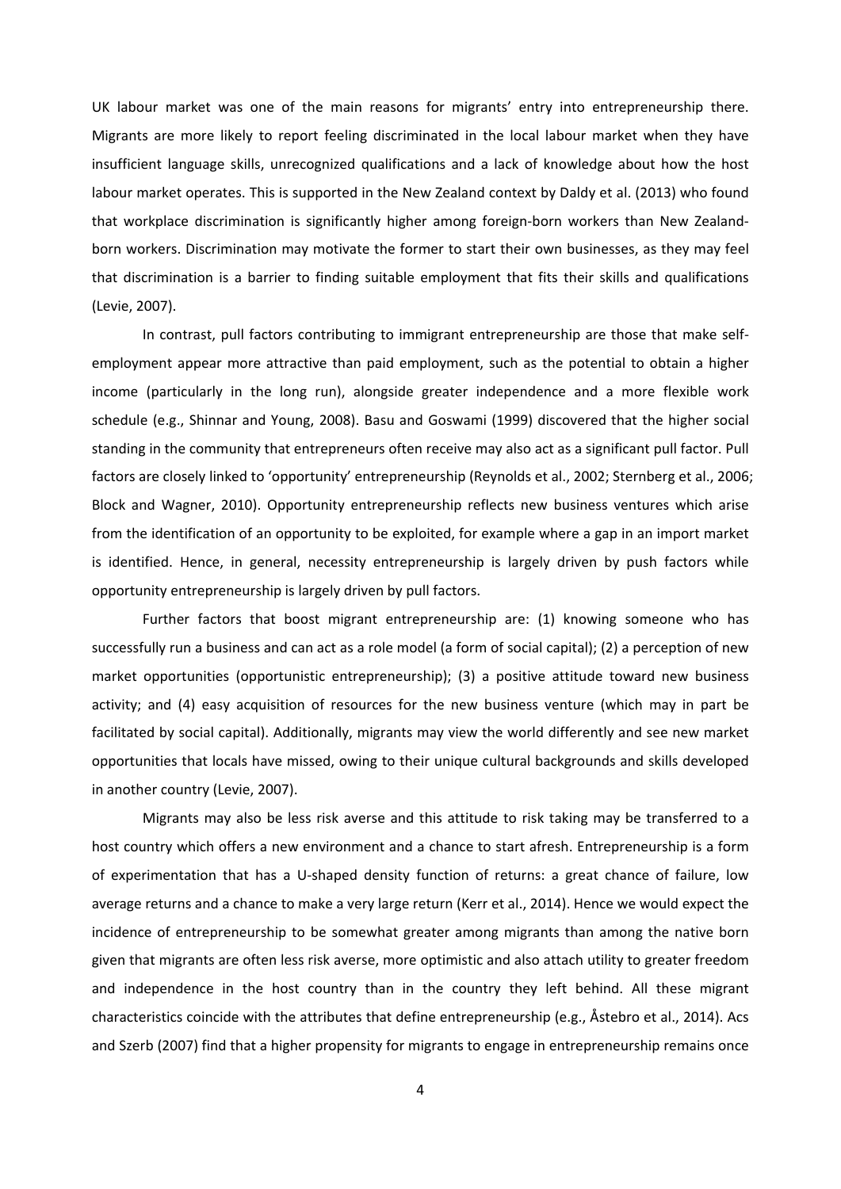UK labour market was one of the main reasons for migrants' entry into entrepreneurship there. Migrants are more likely to report feeling discriminated in the local labour market when they have insufficient language skills, unrecognized qualifications and a lack of knowledge about how the host labour market operates. This is supported in the New Zealand context by Daldy et al. (2013) who found that workplace discrimination is significantly higher among foreign-born workers than New Zealand-born workers. Discrimination may motivate the former to start their own businesses, as they may feel that discrimination is a barrier to finding suitable employment that fits their skills and qualifications (Levie, 2007).

In contrast, pull factors contributing to immigrant entrepreneurship are those that make self-employment appear more attractive than paid employment, such as the potential to obtain a higher income (particularly in the long run), alongside greater independence and a more flexible work schedule (e.g., Shinnar and Young, 2008). Basu and Goswami (1999) discovered that the higher social standing in the community that entrepreneurs often receive may also act as a significant pull factor. Pull factors are closely linked to 'opportunity' entrepreneurship (Reynolds et al., 2002; Sternberg et al., 2006; Block and Wagner, 2010). Opportunity entrepreneurship reflects new business ventures which arise from the identification of an opportunity to be exploited, for example where a gap in an import market is identified. Hence, in general, necessity entrepreneurship is largely driven by push factors while opportunity entrepreneurship is largely driven by pull factors.

Further factors that boost migrant entrepreneurship are: (1) knowing someone who has successfully run a business and can act as a role model (a form of social capital); (2) a perception of new market opportunities (opportunistic entrepreneurship); (3) a positive attitude toward new business activity; and (4) easy acquisition of resources for the new business venture (which may in part be facilitated by social capital). Additionally, migrants may view the world differently and see new market opportunities that locals have missed, owing to their unique cultural backgrounds and skills developed in another country (Levie, 2007).

Migrants may also be less risk averse and this attitude to risk taking may be transferred to a host country which offers a new environment and a chance to start afresh. Entrepreneurship is a form of experimentation that has a U-shaped density function of returns: a great chance of failure, low average returns and a chance to make a very large return (Kerr et al., 2014). Hence we would expect the incidence of entrepreneurship to be somewhat greater among migrants than among the native born given that migrants are often less risk averse, more optimistic and also attach utility to greater freedom and independence in the host country than in the country they left behind. All these migrant characteristics coincide with the attributes that define entrepreneurship (e.g., Åstebro et al., 2014). Acs and Szerb (2007) find that a higher propensity for migrants to engage in entrepreneurship remains once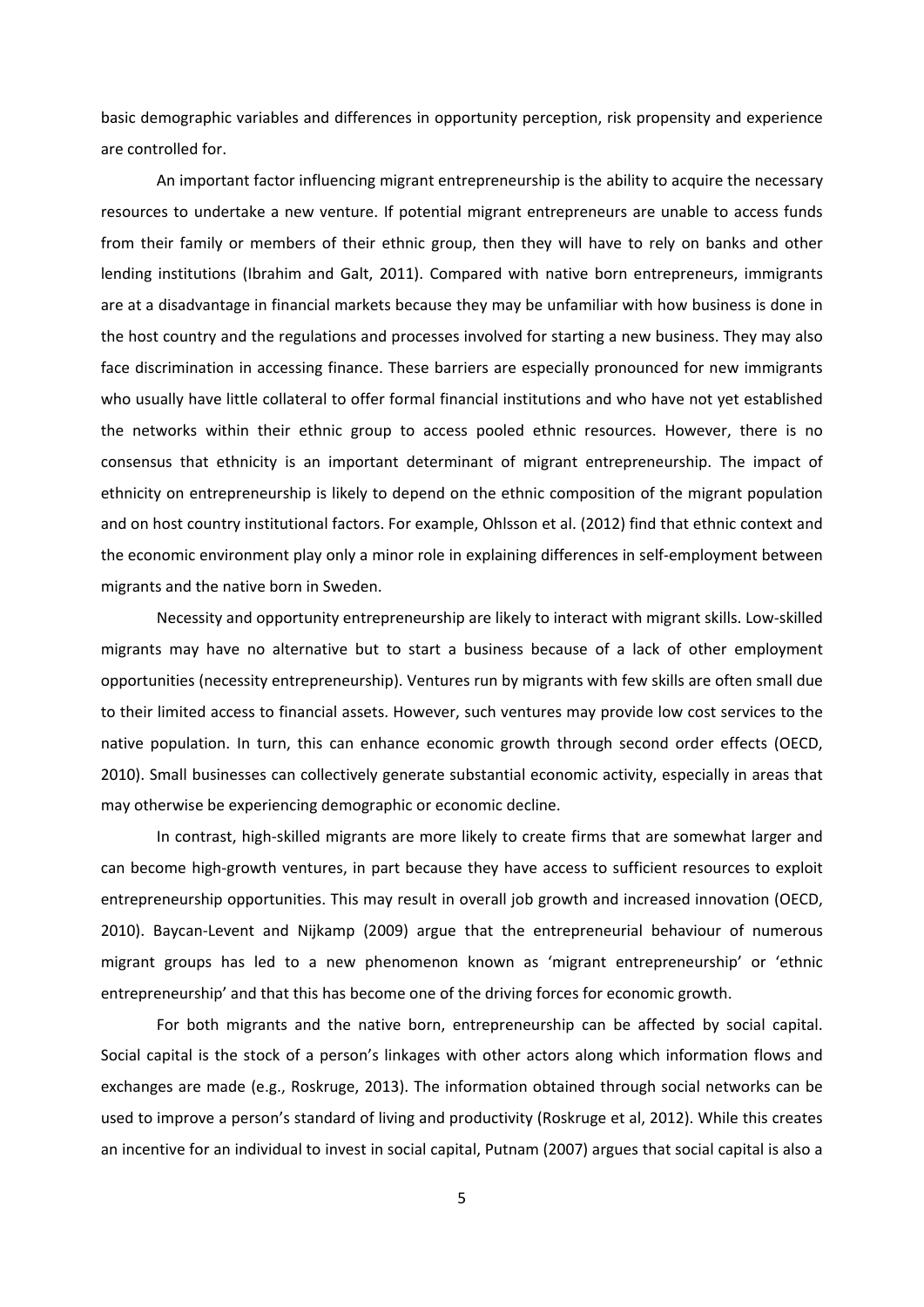basic demographic variables and differences in opportunity perception, risk propensity and experience are controlled for.

An important factor influencing migrant entrepreneurship is the ability to acquire the necessary resources to undertake a new venture. If potential migrant entrepreneurs are unable to access funds from their family or members of their ethnic group, then they will have to rely on banks and other lending institutions (Ibrahim and Galt, 2011). Compared with native born entrepreneurs, immigrants are at a disadvantage in financial markets because they may be unfamiliar with how business is done in the host country and the regulations and processes involved for starting a new business. They may also face discrimination in accessing finance. These barriers are especially pronounced for new immigrants who usually have little collateral to offer formal financial institutions and who have not yet established the networks within their ethnic group to access pooled ethnic resources. However, there is no consensus that ethnicity is an important determinant of migrant entrepreneurship. The impact of ethnicity on entrepreneurship is likely to depend on the ethnic composition of the migrant population and on host country institutional factors. For example, Ohlsson et al. (2012) find that ethnic context and the economic environment play only a minor role in explaining differences in self-employment between migrants and the native born in Sweden.

Necessity and opportunity entrepreneurship are likely to interact with migrant skills. Low-skilled migrants may have no alternative but to start a business because of a lack of other employment opportunities (necessity entrepreneurship). Ventures run by migrants with few skills are often small due to their limited access to financial assets. However, such ventures may provide low cost services to the native population. In turn, this can enhance economic growth through second order effects (OECD, 2010). Small businesses can collectively generate substantial economic activity, especially in areas that may otherwise be experiencing demographic or economic decline.

In contrast, high-skilled migrants are more likely to create firms that are somewhat larger and can become high-growth ventures, in part because they have access to sufficient resources to exploit entrepreneurship opportunities. This may result in overall job growth and increased innovation (OECD, 2010). Baycan-Levent and Nijkamp (2009) argue that the entrepreneurial behaviour of numerous migrant groups has led to a new phenomenon known as 'migrant entrepreneurship' or 'ethnic entrepreneurship' and that this has become one of the driving forces for economic growth.

For both migrants and the native born, entrepreneurship can be affected by social capital. Social capital is the stock of a person's linkages with other actors along which information flows and exchanges are made (e.g., Roskruge, 2013). The information obtained through social networks can be used to improve a person's standard of living and productivity (Roskruge et al, 2012). While this creates an incentive for an individual to invest in social capital, Putnam (2007) argues that social capital is also a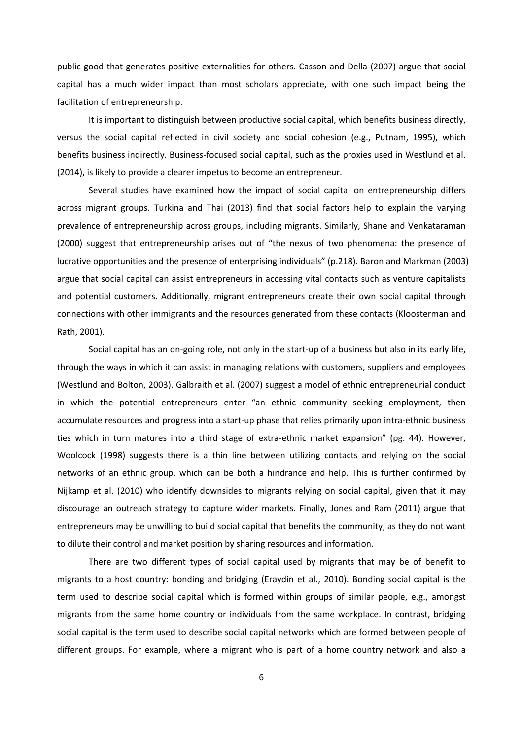public good that generates positive externalities for others. Casson and Della (2007) argue that social capital has a much wider impact than most scholars appreciate, with one such impact being the facilitation of entrepreneurship.

It is important to distinguish between productive social capital, which benefits business directly, versus the social capital reflected in civil society and social cohesion (e.g., Putnam, 1995), which benefits business indirectly. Business-focused social capital, such as the proxies used in Westlund et al. (2014), is likely to provide a clearer impetus to become an entrepreneur.

Several studies have examined how the impact of social capital on entrepreneurship differs across migrant groups. Turkina and Thai (2013) find that social factors help to explain the varying prevalence of entrepreneurship across groups, including migrants. Similarly, Shane and Venkataraman (2000) suggest that entrepreneurship arises out of "the nexus of two phenomena: the presence of lucrative opportunities and the presence of enterprising individuals" (p.218). Baron and Markman (2003) argue that social capital can assist entrepreneurs in accessing vital contacts such as venture capitalists and potential customers. Additionally, migrant entrepreneurs create their own social capital through connections with other immigrants and the resources generated from these contacts (Kloosterman and Rath, 2001).

Social capital has an on-going role, not only in the start-up of a business but also in its early life, through the ways in which it can assist in managing relations with customers, suppliers and employees (Westlund and Bolton, 2003). Galbraith et al. (2007) suggest a model of ethnic entrepreneurial conduct in which the potential entrepreneurs enter "an ethnic community seeking employment, then accumulate resources and progress into a start-up phase that relies primarily upon intra-ethnic business ties which in turn matures into a third stage of extra-ethnic market expansion" (pg. 44). However, Woolcock (1998) suggests there is a thin line between utilizing contacts and relying on the social networks of an ethnic group, which can be both a hindrance and help. This is further confirmed by Nijkamp et al. (2010) who identify downsides to migrants relying on social capital, given that it may discourage an outreach strategy to capture wider markets. Finally, Jones and Ram (2011) argue that entrepreneurs may be unwilling to build social capital that benefits the community, as they do not want to dilute their control and market position by sharing resources and information.

There are two different types of social capital used by migrants that may be of benefit to migrants to a host country: bonding and bridging (Eraydin et al., 2010). Bonding social capital is the term used to describe social capital which is formed within groups of similar people, e.g., amongst migrants from the same home country or individuals from the same workplace. In contrast, bridging social capital is the term used to describe social capital networks which are formed between people of different groups. For example, where a migrant who is part of a home country network and also a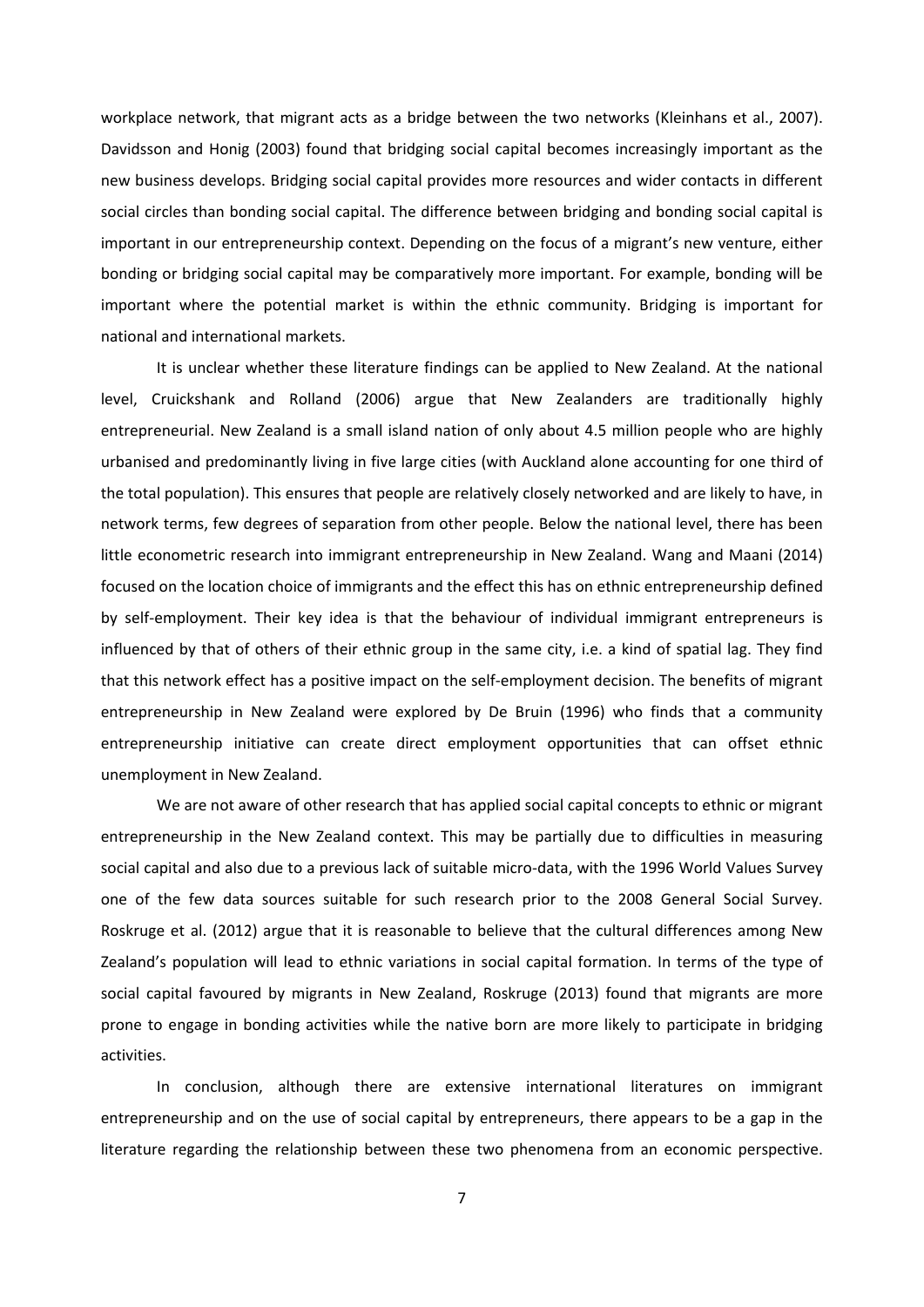workplace network, that migrant acts as a bridge between the two networks (Kleinhans et al., 2007). Davidsson and Honig (2003) found that bridging social capital becomes increasingly important as the new business develops. Bridging social capital provides more resources and wider contacts in different social circles than bonding social capital. The difference between bridging and bonding social capital is important in our entrepreneurship context. Depending on the focus of a migrant's new venture, either bonding or bridging social capital may be comparatively more important. For example, bonding will be important where the potential market is within the ethnic community. Bridging is important for national and international markets.

It is unclear whether these literature findings can be applied to New Zealand. At the national level, Cruickshank and Rolland (2006) argue that New Zealanders are traditionally highly entrepreneurial. New Zealand is a small island nation of only about 4.5 million people who are highly urbanised and predominantly living in five large cities (with Auckland alone accounting for one third of the total population). This ensures that people are relatively closely networked and are likely to have, in network terms, few degrees of separation from other people. Below the national level, there has been little econometric research into immigrant entrepreneurship in New Zealand. Wang and Maani (2014) focused on the location choice of immigrants and the effect this has on ethnic entrepreneurship defined by self-employment. Their key idea is that the behaviour of individual immigrant entrepreneurs is influenced by that of others of their ethnic group in the same city, i.e. a kind of spatial lag. They find that this network effect has a positive impact on the self-employment decision. The benefits of migrant entrepreneurship in New Zealand were explored by De Bruin (1996) who finds that a community entrepreneurship initiative can create direct employment opportunities that can offset ethnic unemployment in New Zealand.

We are not aware of other research that has applied social capital concepts to ethnic or migrant entrepreneurship in the New Zealand context. This may be partially due to difficulties in measuring social capital and also due to a previous lack of suitable micro-data, with the 1996 World Values Survey one of the few data sources suitable for such research prior to the 2008 General Social Survey. Roskruge et al. (2012) argue that it is reasonable to believe that the cultural differences among New Zealand's population will lead to ethnic variations in social capital formation. In terms of the type of social capital favoured by migrants in New Zealand, Roskruge (2013) found that migrants are more prone to engage in bonding activities while the native born are more likely to participate in bridging activities.

In conclusion, although there are extensive international literatures on immigrant entrepreneurship and on the use of social capital by entrepreneurs, there appears to be a gap in the literature regarding the relationship between these two phenomena from an economic perspective.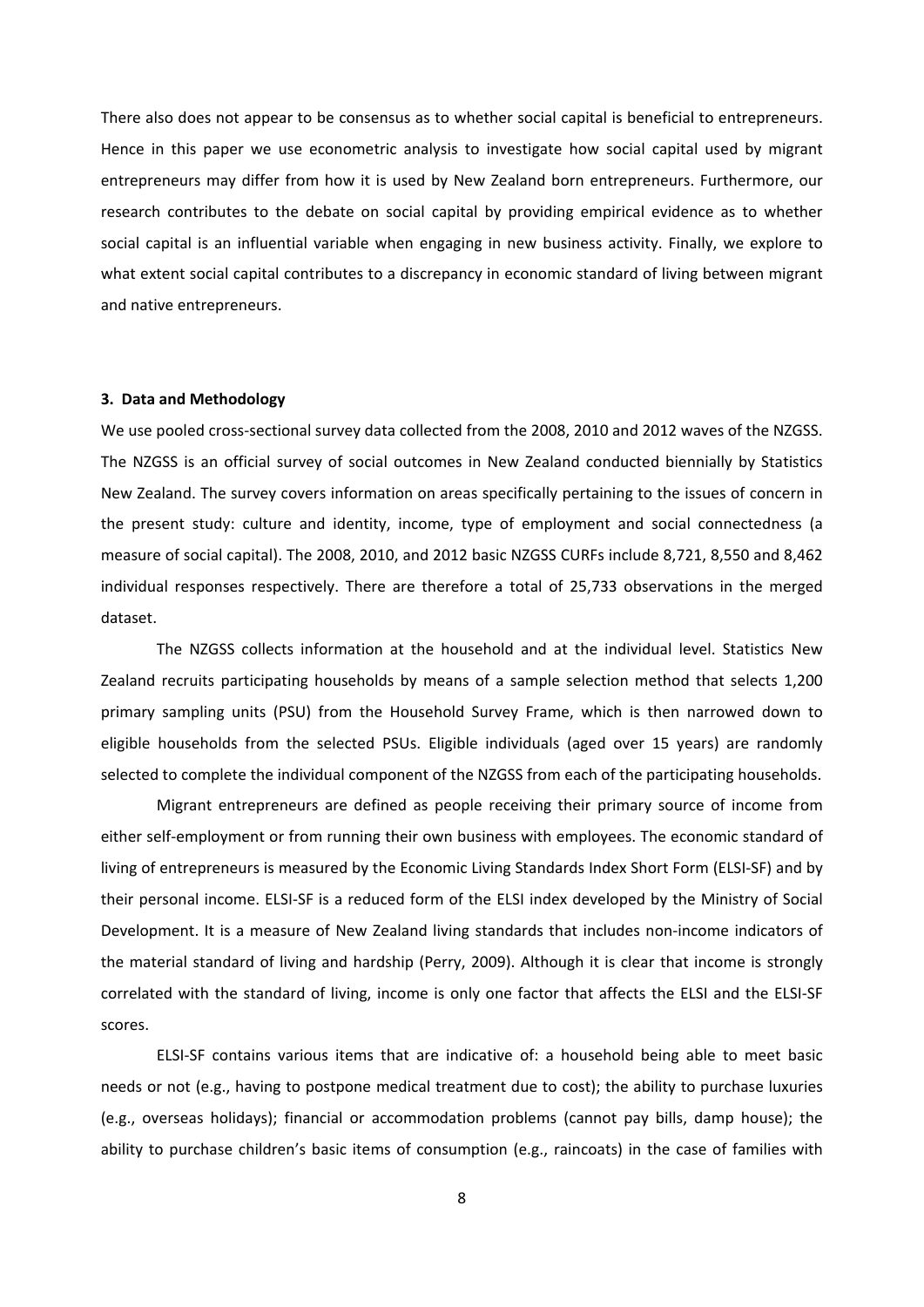There also does not appear to be consensus as to whether social capital is beneficial to entrepreneurs. Hence in this paper we use econometric analysis to investigate how social capital used by migrant entrepreneurs may differ from how it is used by New Zealand born entrepreneurs. Furthermore, our research contributes to the debate on social capital by providing empirical evidence as to whether social capital is an influential variable when engaging in new business activity. Finally, we explore to what extent social capital contributes to a discrepancy in economic standard of living between migrant and native entrepreneurs.

### 3. Data and Methodology

We use pooled cross-sectional survey data collected from the 2008, 2010 and 2012 waves of the NZGSS. The NZGSS is an official survey of social outcomes in New Zealand conducted biennially by Statistics New Zealand. The survey covers information on areas specifically pertaining to the issues of concern in the present study: culture and identity, income, type of employment and social connectedness (a measure of social capital). The 2008, 2010, and 2012 basic NZGSS CURFs include 8,721, 8,550 and 8,462 individual responses respectively. There are therefore a total of 25,733 observations in the merged dataset.

The NZGSS collects information at the household and at the individual level. Statistics New Zealand recruits participating households by means of a sample selection method that selects 1,200 primary sampling units (PSU) from the Household Survey Frame, which is then narrowed down to eligible households from the selected PSUs. Eligible individuals (aged over 15 years) are randomly selected to complete the individual component of the NZGSS from each of the participating households.

Migrant entrepreneurs are defined as people receiving their primary source of income from either self-employment or from running their own business with employees. The economic standard of living of entrepreneurs is measured by the Economic Living Standards Index Short Form (ELSI-SF) and by their personal income. ELSI-SF is a reduced form of the ELSI index developed by the Ministry of Social Development. It is a measure of New Zealand living standards that includes non-income indicators of the material standard of living and hardship (Perry, 2009). Although it is clear that income is strongly correlated with the standard of living, income is only one factor that affects the ELSI and the ELSI-SF scores.

ELSI-SF contains various items that are indicative of: a household being able to meet basic needs or not (e.g., having to postpone medical treatment due to cost); the ability to purchase luxuries (e.g., overseas holidays); financial or accommodation problems (cannot pay bills, damp house); the ability to purchase children's basic items of consumption (e.g., raincoats) in the case of families with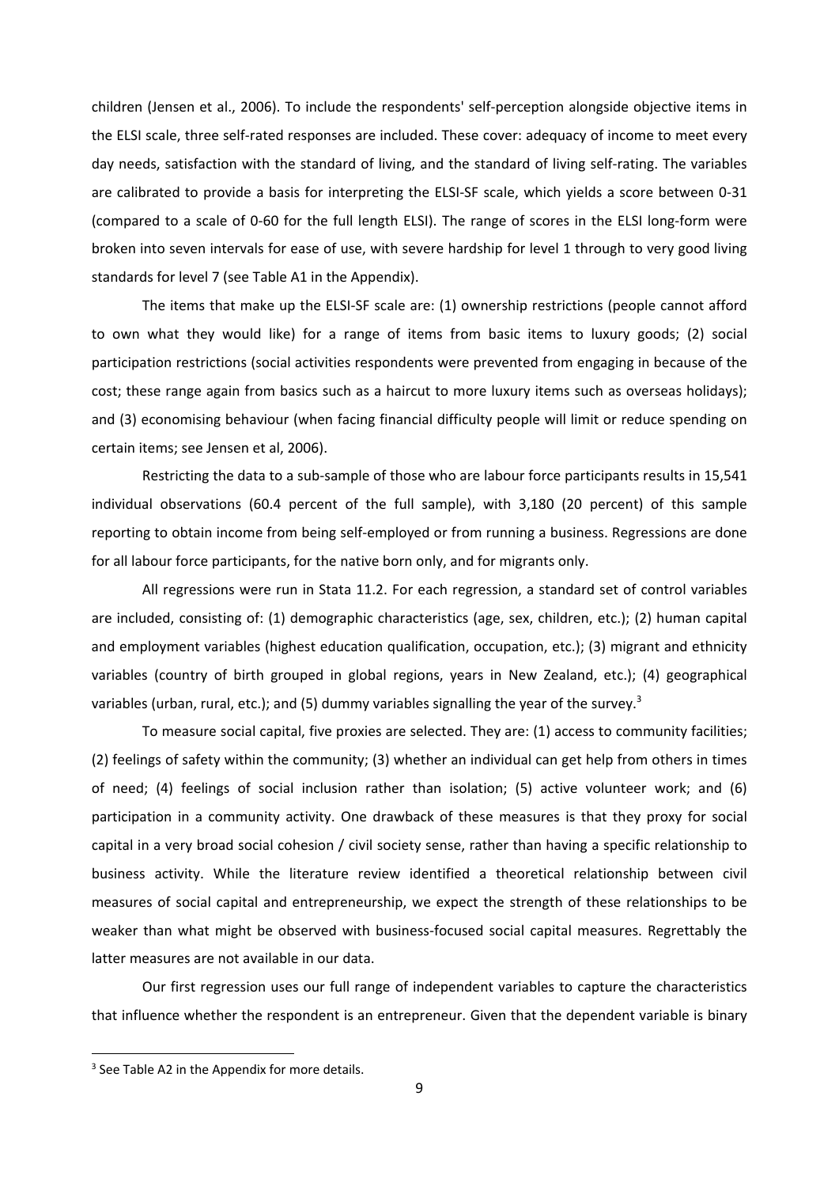children (Jensen et al., 2006). To include the respondents' self-perception alongside objective items in the ELSI scale, three self-rated responses are included. These cover: adequacy of income to meet every day needs, satisfaction with the standard of living, and the standard of living self-rating. The variables are calibrated to provide a basis for interpreting the ELSI-SF scale, which yields a score between 0-31 (compared to a scale of 0-60 for the full length ELSI). The range of scores in the ELSI long-form were broken into seven intervals for ease of use, with severe hardship for level 1 through to very good living standards for level 7 (see Table A1 in the Appendix).

The items that make up the ELSI-SF scale are: (1) ownership restrictions (people cannot afford to own what they would like) for a range of items from basic items to luxury goods; (2) social participation restrictions (social activities respondents were prevented from engaging in because of the cost; these range again from basics such as a haircut to more luxury items such as overseas holidays); and (3) economising behaviour (when facing financial difficulty people will limit or reduce spending on certain items; see Jensen et al, 2006).

Restricting the data to a sub-sample of those who are labour force participants results in 15,541 individual observations (60.4 percent of the full sample), with 3,180 (20 percent) of this sample reporting to obtain income from being self-employed or from running a business. Regressions are done for all labour force participants, for the native born only, and for migrants only.

All regressions were run in Stata 11.2. For each regression, a standard set of control variables are included, consisting of: (1) demographic characteristics (age, sex, children, etc.); (2) human capital and employment variables (highest education qualification, occupation, etc.); (3) migrant and ethnicity variables (country of birth grouped in global regions, years in New Zealand, etc.); (4) geographical variables (urban, rural, etc.); and (5) dummy variables signalling the year of the survey.[3]

To measure social capital, five proxies are selected. They are: (1) access to community facilities; (2) feelings of safety within the community; (3) whether an individual can get help from others in times of need; (4) feelings of social inclusion rather than isolation; (5) active volunteer work; and (6) participation in a community activity. One drawback of these measures is that they proxy for social capital in a very broad social cohesion / civil society sense, rather than having a specific relationship to business activity. While the literature review identified a theoretical relationship between civil measures of social capital and entrepreneurship, we expect the strength of these relationships to be weaker than what might be observed with business-focused social capital measures. Regrettably the latter measures are not available in our data.

Our first regression uses our full range of independent variables to capture the characteristics that influence whether the respondent is an entrepreneur. Given that the dependent variable is binary

[3] See Table A2 in the Appendix for more details.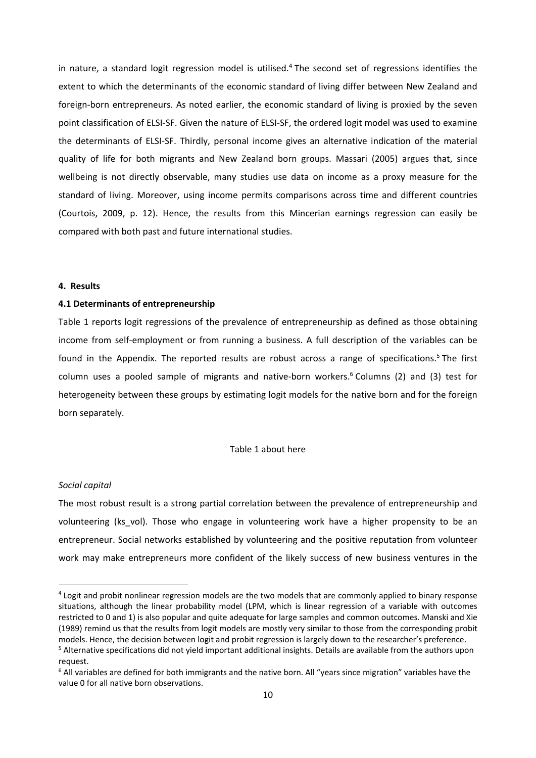in nature, a standard logit regression model is utilised.[4] The second set of regressions identifies the extent to which the determinants of the economic standard of living differ between New Zealand and foreign-born entrepreneurs. As noted earlier, the economic standard of living is proxied by the seven point classification of ELSI-SF. Given the nature of ELSI-SF, the ordered logit model was used to examine the determinants of ELSI-SF. Thirdly, personal income gives an alternative indication of the material quality of life for both migrants and New Zealand born groups. Massari (2005) argues that, since wellbeing is not directly observable, many studies use data on income as a proxy measure for the standard of living. Moreover, using income permits comparisons across time and different countries (Courtois, 2009, p. 12). Hence, the results from this Mincerian earnings regression can easily be compared with both past and future international studies.

#### 4. Results

#### 4.1 Determinants of entrepreneurship

Table 1 reports logit regressions of the prevalence of entrepreneurship as defined as those obtaining income from self-employment or from running a business. A full description of the variables can be found in the Appendix. The reported results are robust across a range of specifications.[5] The first column uses a pooled sample of migrants and native-born workers.[6] Columns (2) and (3) test for heterogeneity between these groups by estimating logit models for the native born and for the foreign born separately.

Table 1 about here

*Social capital*

The most robust result is a strong partial correlation between the prevalence of entrepreneurship and volunteering (ks_vol). Those who engage in volunteering work have a higher propensity to be an entrepreneur. Social networks established by volunteering and the positive reputation from volunteer work may make entrepreneurs more confident of the likely success of new business ventures in the

---

[4] Logit and probit nonlinear regression models are the two models that are commonly applied to binary response situations, although the linear probability model (LPM, which is linear regression of a variable with outcomes restricted to 0 and 1) is also popular and quite adequate for large samples and common outcomes. Manski and Xie (1989) remind us that the results from logit models are mostly very similar to those from the corresponding probit models. Hence, the decision between logit and probit regression is largely down to the researcher's preference.

[5] Alternative specifications did not yield important additional insights. Details are available from the authors upon request.

[6] All variables are defined for both immigrants and the native born. All "years since migration" variables have the value 0 for all native born observations.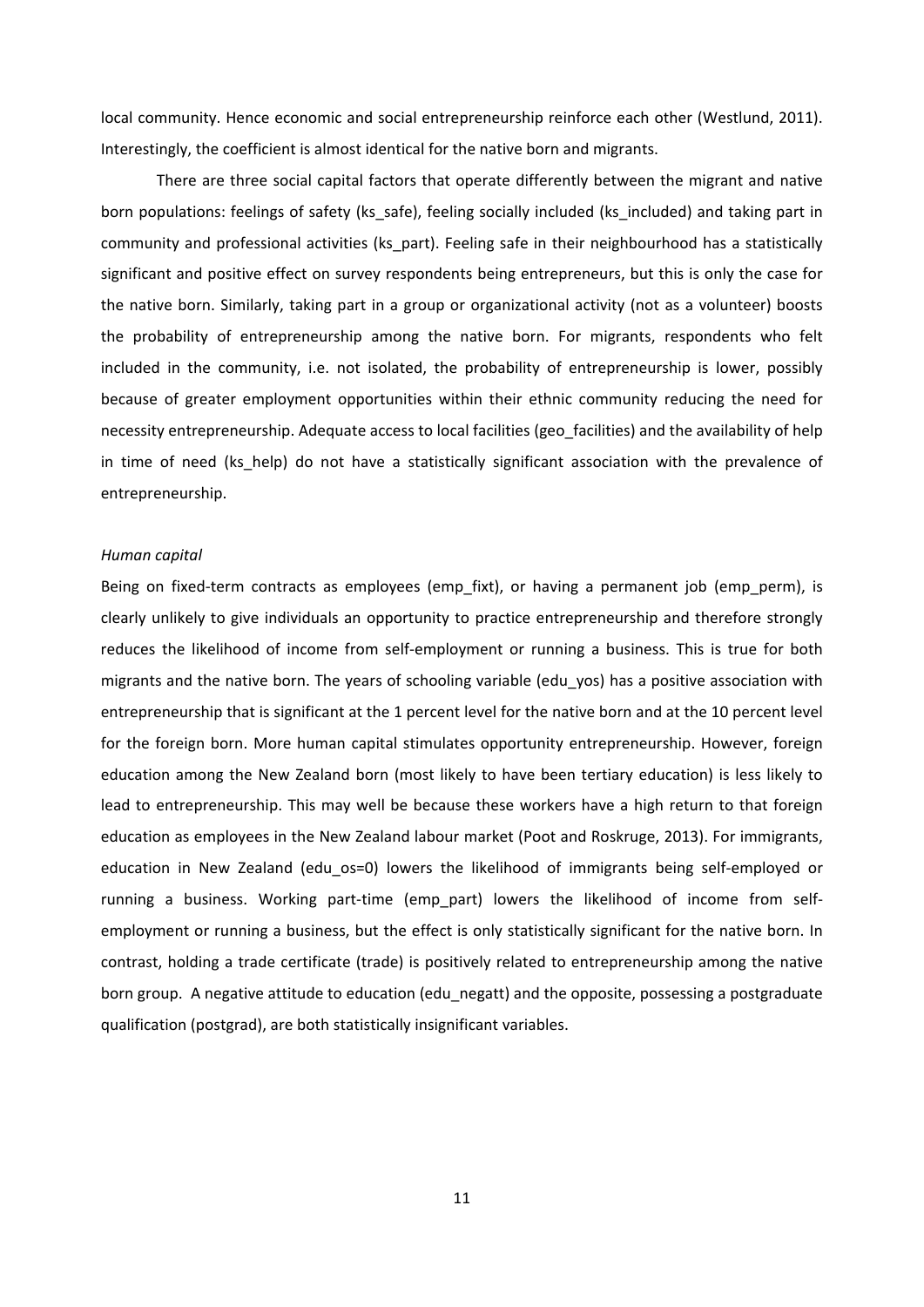local community. Hence economic and social entrepreneurship reinforce each other (Westlund, 2011). Interestingly, the coefficient is almost identical for the native born and migrants.

There are three social capital factors that operate differently between the migrant and native born populations: feelings of safety (ks_safe), feeling socially included (ks_included) and taking part in community and professional activities (ks_part). Feeling safe in their neighbourhood has a statistically significant and positive effect on survey respondents being entrepreneurs, but this is only the case for the native born. Similarly, taking part in a group or organizational activity (not as a volunteer) boosts the probability of entrepreneurship among the native born. For migrants, respondents who felt included in the community, i.e. not isolated, the probability of entrepreneurship is lower, possibly because of greater employment opportunities within their ethnic community reducing the need for necessity entrepreneurship. Adequate access to local facilities (geo_facilities) and the availability of help in time of need (ks_help) do not have a statistically significant association with the prevalence of entrepreneurship.

*Human capital*

Being on fixed-term contracts as employees (emp_fixt), or having a permanent job (emp_perm), is clearly unlikely to give individuals an opportunity to practice entrepreneurship and therefore strongly reduces the likelihood of income from self-employment or running a business. This is true for both migrants and the native born. The years of schooling variable (edu_yos) has a positive association with entrepreneurship that is significant at the 1 percent level for the native born and at the 10 percent level for the foreign born. More human capital stimulates opportunity entrepreneurship. However, foreign education among the New Zealand born (most likely to have been tertiary education) is less likely to lead to entrepreneurship. This may well be because these workers have a high return to that foreign education as employees in the New Zealand labour market (Poot and Roskruge, 2013). For immigrants, education in New Zealand (edu_os=0) lowers the likelihood of immigrants being self-employed or running a business. Working part-time (emp_part) lowers the likelihood of income from self-employment or running a business, but the effect is only statistically significant for the native born. In contrast, holding a trade certificate (trade) is positively related to entrepreneurship among the native born group. A negative attitude to education (edu_negatt) and the opposite, possessing a postgraduate qualification (postgrad), are both statistically insignificant variables.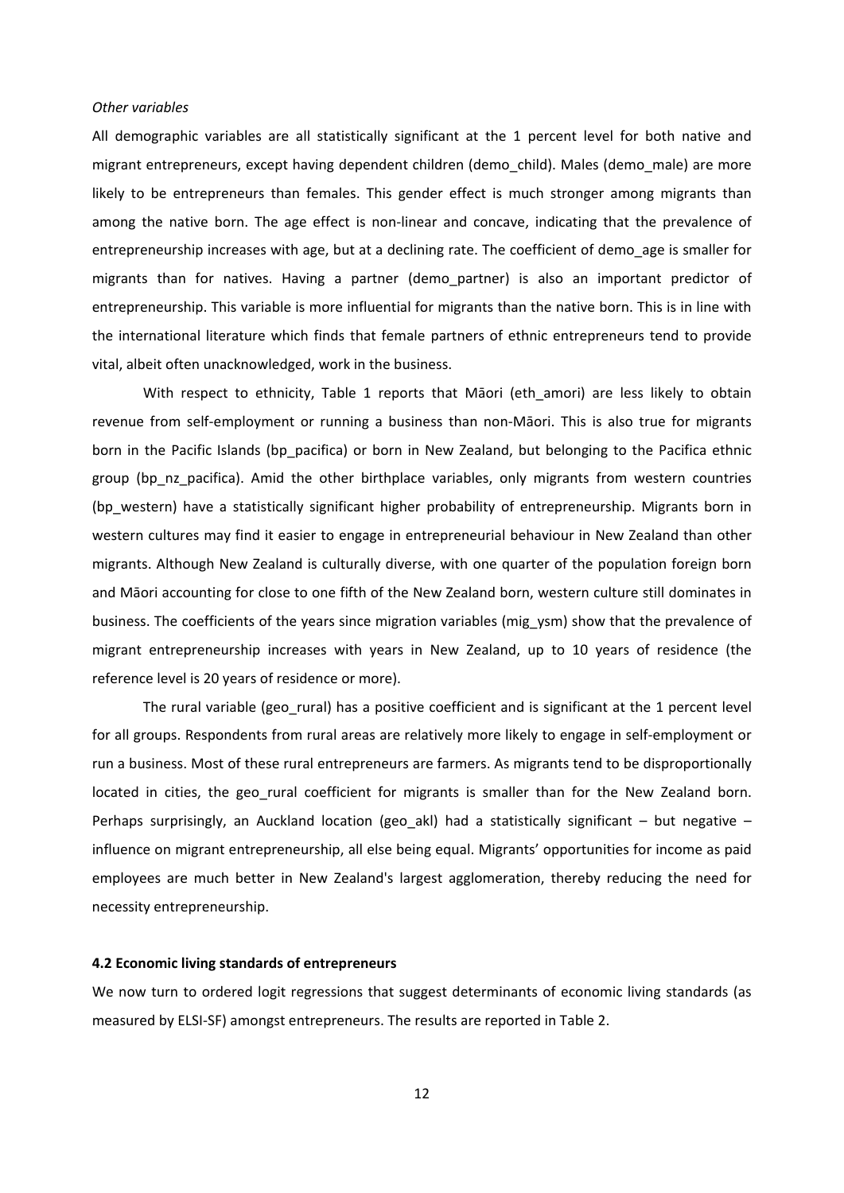*Other variables*

All demographic variables are all statistically significant at the 1 percent level for both native and migrant entrepreneurs, except having dependent children (demo_child). Males (demo_male) are more likely to be entrepreneurs than females. This gender effect is much stronger among migrants than among the native born. The age effect is non-linear and concave, indicating that the prevalence of entrepreneurship increases with age, but at a declining rate. The coefficient of demo_age is smaller for migrants than for natives. Having a partner (demo_partner) is also an important predictor of entrepreneurship. This variable is more influential for migrants than the native born. This is in line with the international literature which finds that female partners of ethnic entrepreneurs tend to provide vital, albeit often unacknowledged, work in the business.

With respect to ethnicity, Table 1 reports that Māori (eth_amori) are less likely to obtain revenue from self-employment or running a business than non-Māori. This is also true for migrants born in the Pacific Islands (bp_pacifica) or born in New Zealand, but belonging to the Pacifica ethnic group (bp_nz_pacifica). Amid the other birthplace variables, only migrants from western countries (bp_western) have a statistically significant higher probability of entrepreneurship. Migrants born in western cultures may find it easier to engage in entrepreneurial behaviour in New Zealand than other migrants. Although New Zealand is culturally diverse, with one quarter of the population foreign born and Māori accounting for close to one fifth of the New Zealand born, western culture still dominates in business. The coefficients of the years since migration variables (mig_ysm) show that the prevalence of migrant entrepreneurship increases with years in New Zealand, up to 10 years of residence (the reference level is 20 years of residence or more).

The rural variable (geo_rural) has a positive coefficient and is significant at the 1 percent level for all groups. Respondents from rural areas are relatively more likely to engage in self-employment or run a business. Most of these rural entrepreneurs are farmers. As migrants tend to be disproportionally located in cities, the geo_rural coefficient for migrants is smaller than for the New Zealand born. Perhaps surprisingly, an Auckland location (geo_akl) had a statistically significant – but negative – influence on migrant entrepreneurship, all else being equal. Migrants' opportunities for income as paid employees are much better in New Zealand's largest agglomeration, thereby reducing the need for necessity entrepreneurship.

### 4.2 Economic living standards of entrepreneurs

We now turn to ordered logit regressions that suggest determinants of economic living standards (as measured by ELSI-SF) amongst entrepreneurs. The results are reported in Table 2.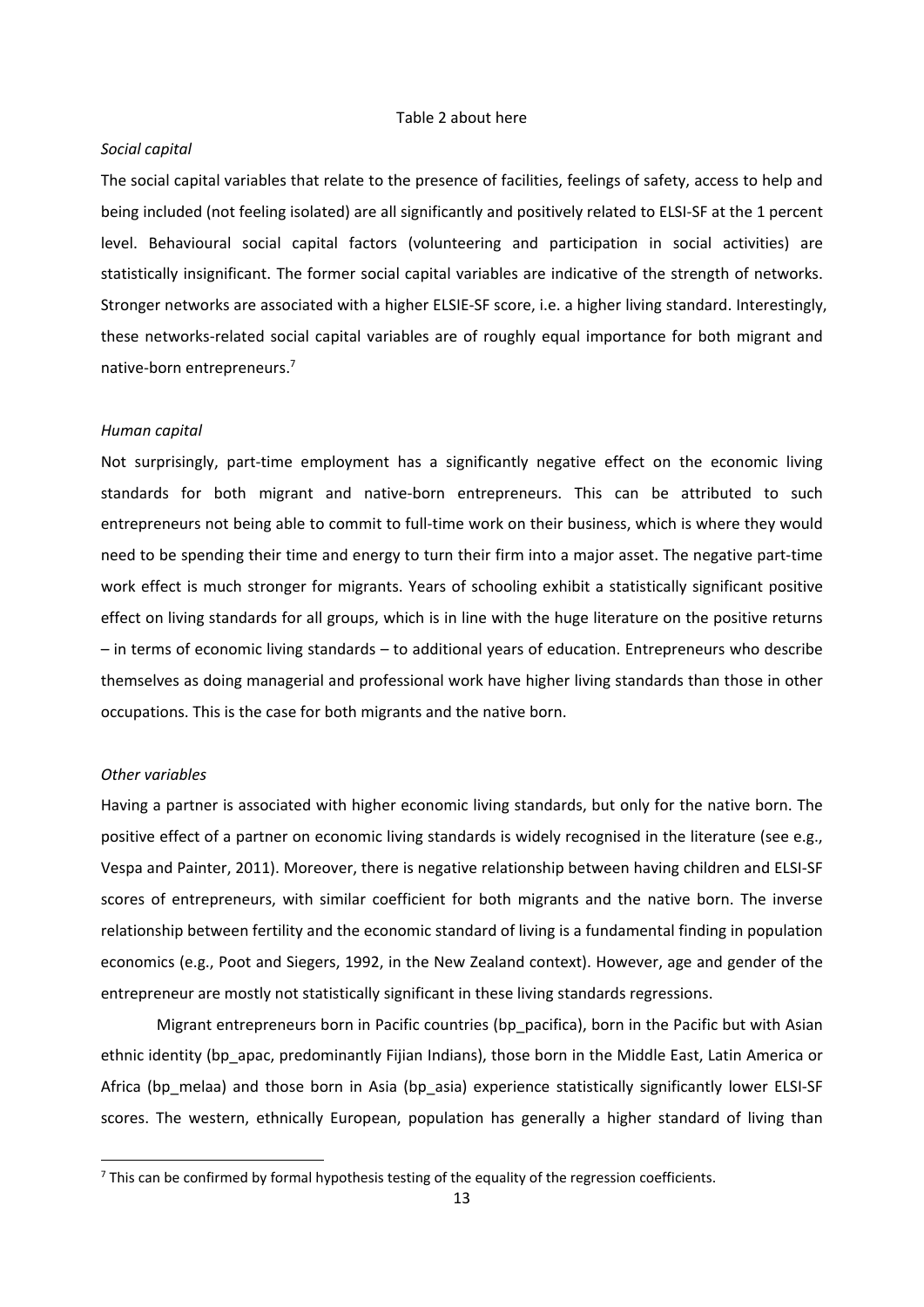Table 2 about here

*Social capital*

The social capital variables that relate to the presence of facilities, feelings of safety, access to help and being included (not feeling isolated) are all significantly and positively related to ELSI-SF at the 1 percent level. Behavioural social capital factors (volunteering and participation in social activities) are statistically insignificant. The former social capital variables are indicative of the strength of networks. Stronger networks are associated with a higher ELSIE-SF score, i.e. a higher living standard. Interestingly, these networks-related social capital variables are of roughly equal importance for both migrant and native-born entrepreneurs.[7]

*Human capital*

Not surprisingly, part-time employment has a significantly negative effect on the economic living standards for both migrant and native-born entrepreneurs. This can be attributed to such entrepreneurs not being able to commit to full-time work on their business, which is where they would need to be spending their time and energy to turn their firm into a major asset. The negative part-time work effect is much stronger for migrants. Years of schooling exhibit a statistically significant positive effect on living standards for all groups, which is in line with the huge literature on the positive returns – in terms of economic living standards – to additional years of education. Entrepreneurs who describe themselves as doing managerial and professional work have higher living standards than those in other occupations. This is the case for both migrants and the native born.

*Other variables*

Having a partner is associated with higher economic living standards, but only for the native born. The positive effect of a partner on economic living standards is widely recognised in the literature (see e.g., Vespa and Painter, 2011). Moreover, there is negative relationship between having children and ELSI-SF scores of entrepreneurs, with similar coefficient for both migrants and the native born. The inverse relationship between fertility and the economic standard of living is a fundamental finding in population economics (e.g., Poot and Siegers, 1992, in the New Zealand context). However, age and gender of the entrepreneur are mostly not statistically significant in these living standards regressions.

Migrant entrepreneurs born in Pacific countries (bp_pacifica), born in the Pacific but with Asian ethnic identity (bp_apac, predominantly Fijian Indians), those born in the Middle East, Latin America or Africa (bp_melaa) and those born in Asia (bp_asia) experience statistically significantly lower ELSI-SF scores. The western, ethnically European, population has generally a higher standard of living than

[7] This can be confirmed by formal hypothesis testing of the equality of the regression coefficients.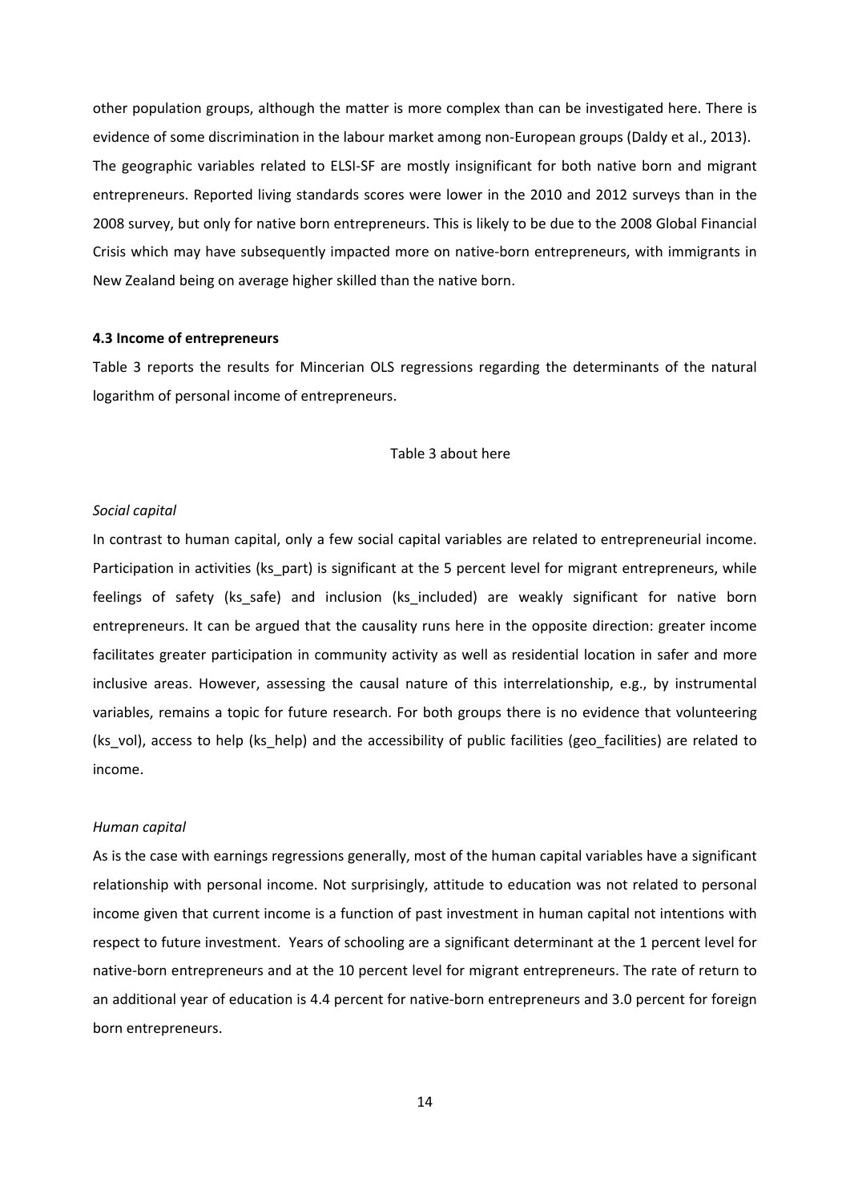other population groups, although the matter is more complex than can be investigated here. There is evidence of some discrimination in the labour market among non-European groups (Daldy et al., 2013).

The geographic variables related to ELSI-SF are mostly insignificant for both native born and migrant entrepreneurs. Reported living standards scores were lower in the 2010 and 2012 surveys than in the 2008 survey, but only for native born entrepreneurs. This is likely to be due to the 2008 Global Financial Crisis which may have subsequently impacted more on native-born entrepreneurs, with immigrants in New Zealand being on average higher skilled than the native born.

#### 4.3 Income of entrepreneurs

Table 3 reports the results for Mincerian OLS regressions regarding the determinants of the natural logarithm of personal income of entrepreneurs.

Table 3 about here

*Social capital*

In contrast to human capital, only a few social capital variables are related to entrepreneurial income. Participation in activities (ks_part) is significant at the 5 percent level for migrant entrepreneurs, while feelings of safety (ks_safe) and inclusion (ks_included) are weakly significant for native born entrepreneurs. It can be argued that the causality runs here in the opposite direction: greater income facilitates greater participation in community activity as well as residential location in safer and more inclusive areas. However, assessing the causal nature of this interrelationship, e.g., by instrumental variables, remains a topic for future research. For both groups there is no evidence that volunteering (ks_vol), access to help (ks_help) and the accessibility of public facilities (geo_facilities) are related to income.

*Human capital*

As is the case with earnings regressions generally, most of the human capital variables have a significant relationship with personal income. Not surprisingly, attitude to education was not related to personal income given that current income is a function of past investment in human capital not intentions with respect to future investment. Years of schooling are a significant determinant at the 1 percent level for native-born entrepreneurs and at the 10 percent level for migrant entrepreneurs. The rate of return to an additional year of education is 4.4 percent for native-born entrepreneurs and 3.0 percent for foreign born entrepreneurs.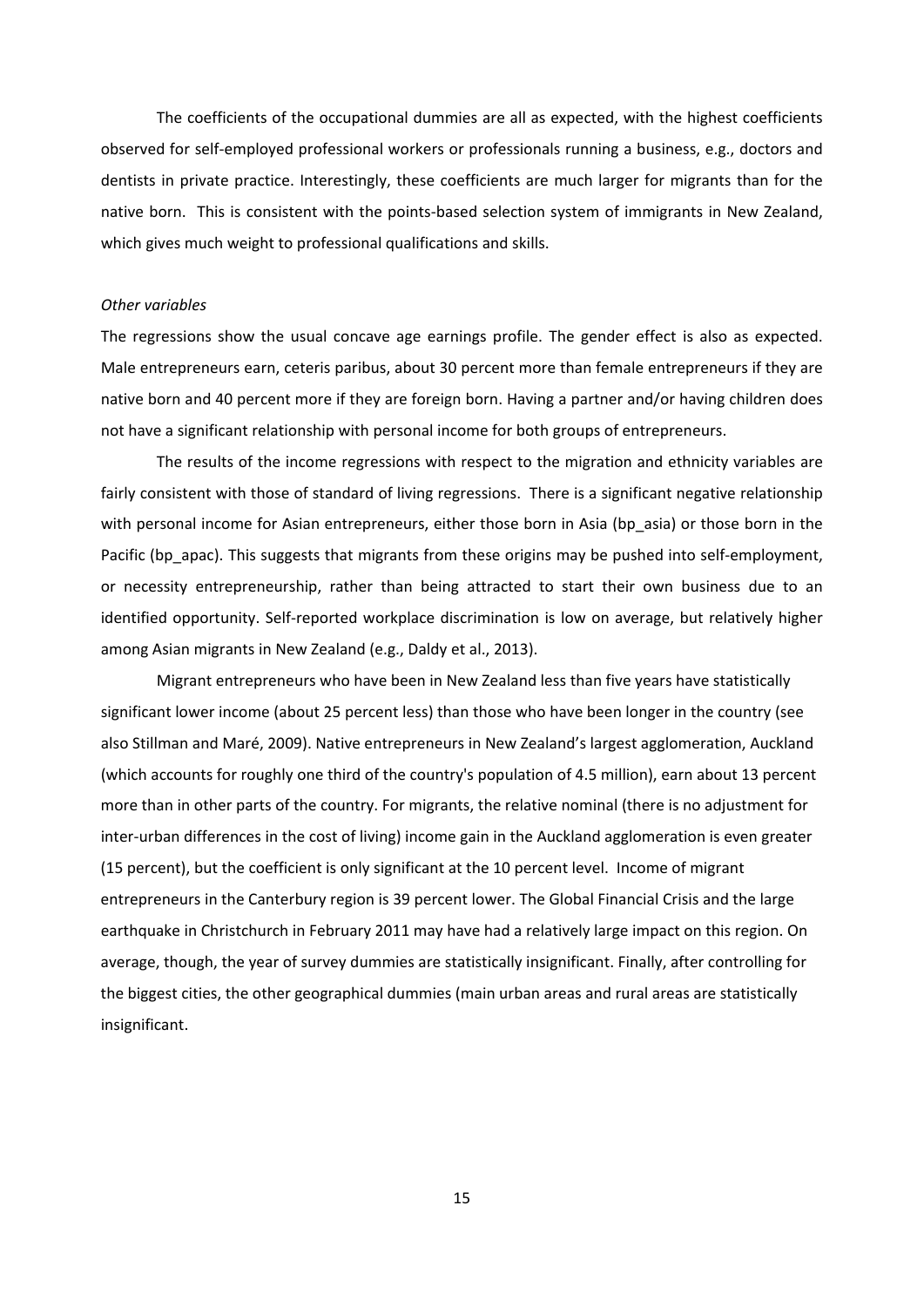The coefficients of the occupational dummies are all as expected, with the highest coefficients observed for self-employed professional workers or professionals running a business, e.g., doctors and dentists in private practice. Interestingly, these coefficients are much larger for migrants than for the native born. This is consistent with the points-based selection system of immigrants in New Zealand, which gives much weight to professional qualifications and skills.

*Other variables*

The regressions show the usual concave age earnings profile. The gender effect is also as expected. Male entrepreneurs earn, ceteris paribus, about 30 percent more than female entrepreneurs if they are native born and 40 percent more if they are foreign born. Having a partner and/or having children does not have a significant relationship with personal income for both groups of entrepreneurs.

The results of the income regressions with respect to the migration and ethnicity variables are fairly consistent with those of standard of living regressions. There is a significant negative relationship with personal income for Asian entrepreneurs, either those born in Asia (bp_asia) or those born in the Pacific (bp_apac). This suggests that migrants from these origins may be pushed into self-employment, or necessity entrepreneurship, rather than being attracted to start their own business due to an identified opportunity. Self-reported workplace discrimination is low on average, but relatively higher among Asian migrants in New Zealand (e.g., Daldy et al., 2013).

Migrant entrepreneurs who have been in New Zealand less than five years have statistically significant lower income (about 25 percent less) than those who have been longer in the country (see also Stillman and Maré, 2009). Native entrepreneurs in New Zealand's largest agglomeration, Auckland (which accounts for roughly one third of the country's population of 4.5 million), earn about 13 percent more than in other parts of the country. For migrants, the relative nominal (there is no adjustment for inter-urban differences in the cost of living) income gain in the Auckland agglomeration is even greater (15 percent), but the coefficient is only significant at the 10 percent level. Income of migrant entrepreneurs in the Canterbury region is 39 percent lower. The Global Financial Crisis and the large earthquake in Christchurch in February 2011 may have had a relatively large impact on this region. On average, though, the year of survey dummies are statistically insignificant. Finally, after controlling for the biggest cities, the other geographical dummies (main urban areas and rural areas are statistically insignificant.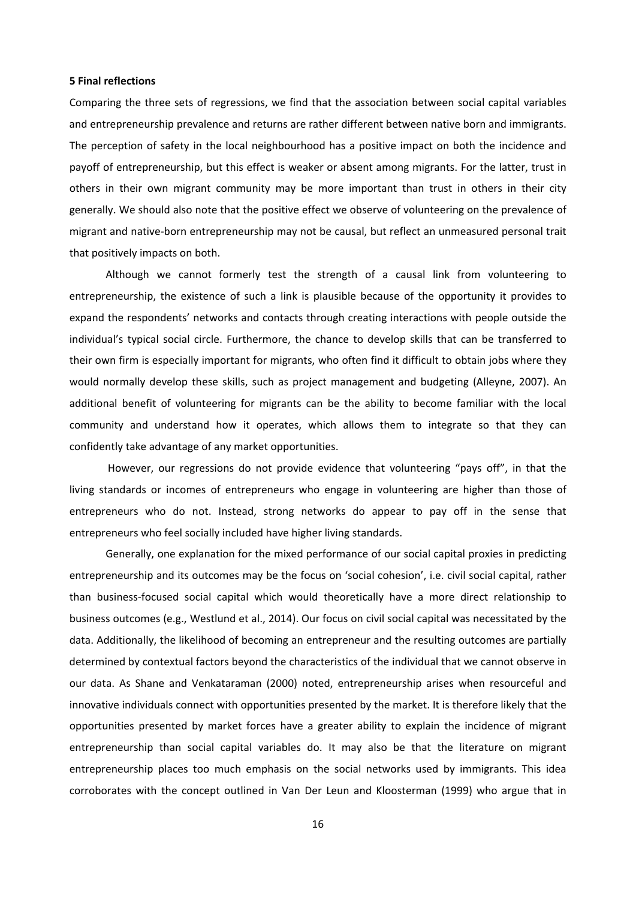## 5 Final reflections

Comparing the three sets of regressions, we find that the association between social capital variables and entrepreneurship prevalence and returns are rather different between native born and immigrants. The perception of safety in the local neighbourhood has a positive impact on both the incidence and payoff of entrepreneurship, but this effect is weaker or absent among migrants. For the latter, trust in others in their own migrant community may be more important than trust in others in their city generally. We should also note that the positive effect we observe of volunteering on the prevalence of migrant and native-born entrepreneurship may not be causal, but reflect an unmeasured personal trait that positively impacts on both.

Although we cannot formerly test the strength of a causal link from volunteering to entrepreneurship, the existence of such a link is plausible because of the opportunity it provides to expand the respondents' networks and contacts through creating interactions with people outside the individual's typical social circle. Furthermore, the chance to develop skills that can be transferred to their own firm is especially important for migrants, who often find it difficult to obtain jobs where they would normally develop these skills, such as project management and budgeting (Alleyne, 2007). An additional benefit of volunteering for migrants can be the ability to become familiar with the local community and understand how it operates, which allows them to integrate so that they can confidently take advantage of any market opportunities.

However, our regressions do not provide evidence that volunteering "pays off", in that the living standards or incomes of entrepreneurs who engage in volunteering are higher than those of entrepreneurs who do not. Instead, strong networks do appear to pay off in the sense that entrepreneurs who feel socially included have higher living standards.

Generally, one explanation for the mixed performance of our social capital proxies in predicting entrepreneurship and its outcomes may be the focus on 'social cohesion', i.e. civil social capital, rather than business-focused social capital which would theoretically have a more direct relationship to business outcomes (e.g., Westlund et al., 2014). Our focus on civil social capital was necessitated by the data. Additionally, the likelihood of becoming an entrepreneur and the resulting outcomes are partially determined by contextual factors beyond the characteristics of the individual that we cannot observe in our data. As Shane and Venkataraman (2000) noted, entrepreneurship arises when resourceful and innovative individuals connect with opportunities presented by the market. It is therefore likely that the opportunities presented by market forces have a greater ability to explain the incidence of migrant entrepreneurship than social capital variables do. It may also be that the literature on migrant entrepreneurship places too much emphasis on the social networks used by immigrants. This idea corroborates with the concept outlined in Van Der Leun and Kloosterman (1999) who argue that in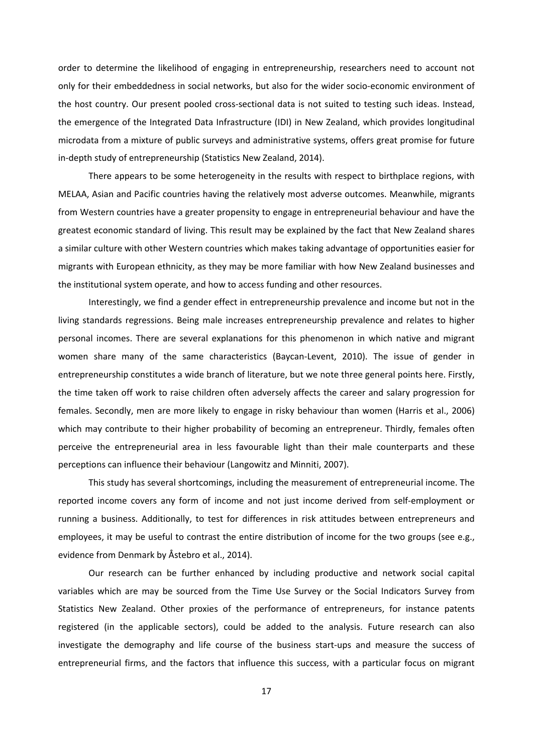order to determine the likelihood of engaging in entrepreneurship, researchers need to account not only for their embeddedness in social networks, but also for the wider socio-economic environment of the host country. Our present pooled cross-sectional data is not suited to testing such ideas. Instead, the emergence of the Integrated Data Infrastructure (IDI) in New Zealand, which provides longitudinal microdata from a mixture of public surveys and administrative systems, offers great promise for future in-depth study of entrepreneurship (Statistics New Zealand, 2014).

There appears to be some heterogeneity in the results with respect to birthplace regions, with MELAA, Asian and Pacific countries having the relatively most adverse outcomes. Meanwhile, migrants from Western countries have a greater propensity to engage in entrepreneurial behaviour and have the greatest economic standard of living. This result may be explained by the fact that New Zealand shares a similar culture with other Western countries which makes taking advantage of opportunities easier for migrants with European ethnicity, as they may be more familiar with how New Zealand businesses and the institutional system operate, and how to access funding and other resources.

Interestingly, we find a gender effect in entrepreneurship prevalence and income but not in the living standards regressions. Being male increases entrepreneurship prevalence and relates to higher personal incomes. There are several explanations for this phenomenon in which native and migrant women share many of the same characteristics (Baycan-Levent, 2010). The issue of gender in entrepreneurship constitutes a wide branch of literature, but we note three general points here. Firstly, the time taken off work to raise children often adversely affects the career and salary progression for females. Secondly, men are more likely to engage in risky behaviour than women (Harris et al., 2006) which may contribute to their higher probability of becoming an entrepreneur. Thirdly, females often perceive the entrepreneurial area in less favourable light than their male counterparts and these perceptions can influence their behaviour (Langowitz and Minniti, 2007).

This study has several shortcomings, including the measurement of entrepreneurial income. The reported income covers any form of income and not just income derived from self-employment or running a business. Additionally, to test for differences in risk attitudes between entrepreneurs and employees, it may be useful to contrast the entire distribution of income for the two groups (see e.g., evidence from Denmark by Åstebro et al., 2014).

Our research can be further enhanced by including productive and network social capital variables which are may be sourced from the Time Use Survey or the Social Indicators Survey from Statistics New Zealand. Other proxies of the performance of entrepreneurs, for instance patents registered (in the applicable sectors), could be added to the analysis. Future research can also investigate the demography and life course of the business start-ups and measure the success of entrepreneurial firms, and the factors that influence this success, with a particular focus on migrant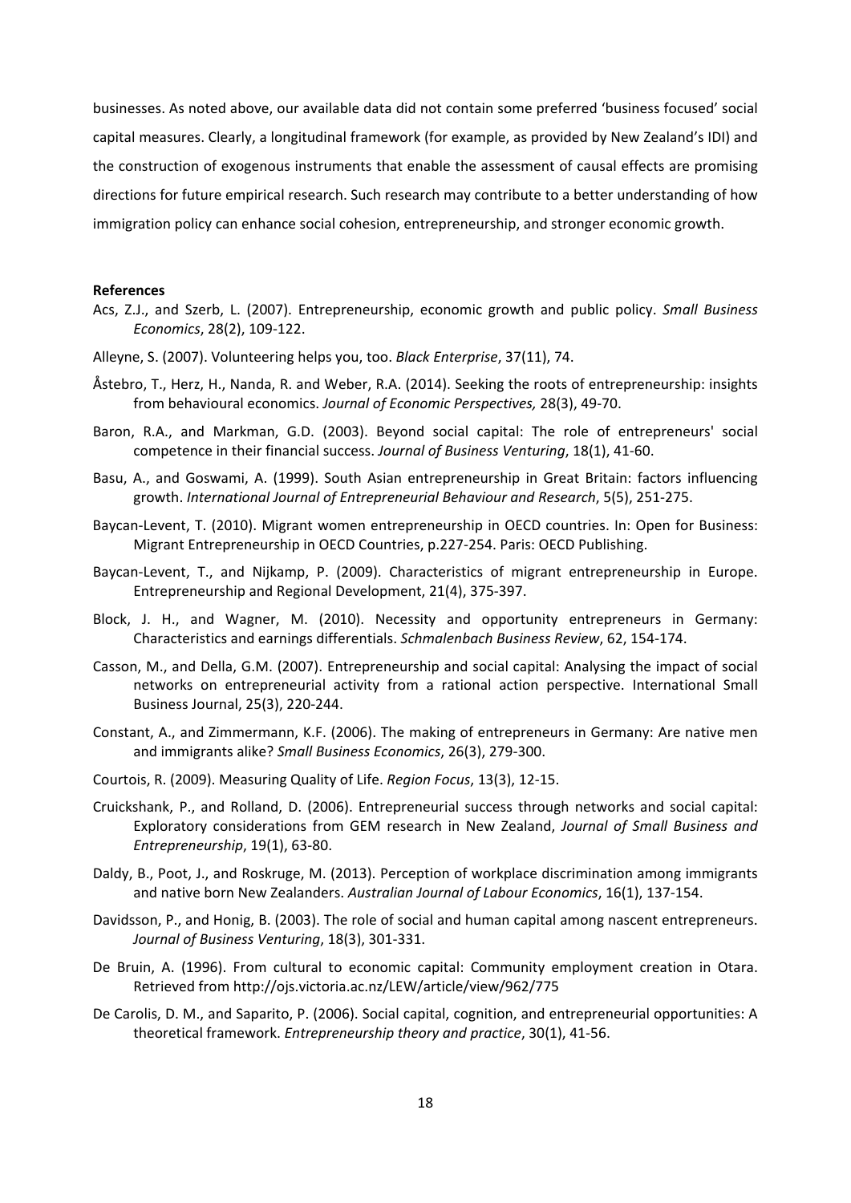businesses. As noted above, our available data did not contain some preferred 'business focused' social capital measures. Clearly, a longitudinal framework (for example, as provided by New Zealand's IDI) and the construction of exogenous instruments that enable the assessment of causal effects are promising directions for future empirical research. Such research may contribute to a better understanding of how immigration policy can enhance social cohesion, entrepreneurship, and stronger economic growth.

**References**

Acs, Z.J., and Szerb, L. (2007). Entrepreneurship, economic growth and public policy. *Small Business Economics*, 28(2), 109-122.

Alleyne, S. (2007). Volunteering helps you, too. *Black Enterprise*, 37(11), 74.

Åstebro, T., Herz, H., Nanda, R. and Weber, R.A. (2014). Seeking the roots of entrepreneurship: insights from behavioural economics. *Journal of Economic Perspectives,* 28(3), 49-70.

Baron, R.A., and Markman, G.D. (2003). Beyond social capital: The role of entrepreneurs' social competence in their financial success. *Journal of Business Venturing*, 18(1), 41-60.

Basu, A., and Goswami, A. (1999). South Asian entrepreneurship in Great Britain: factors influencing growth. *International Journal of Entrepreneurial Behaviour and Research*, 5(5), 251-275.

Baycan-Levent, T. (2010). Migrant women entrepreneurship in OECD countries. In: Open for Business: Migrant Entrepreneurship in OECD Countries, p.227-254. Paris: OECD Publishing.

Baycan-Levent, T., and Nijkamp, P. (2009). Characteristics of migrant entrepreneurship in Europe. Entrepreneurship and Regional Development, 21(4), 375-397.

Block, J. H., and Wagner, M. (2010). Necessity and opportunity entrepreneurs in Germany: Characteristics and earnings differentials. *Schmalenbach Business Review*, 62, 154-174.

Casson, M., and Della, G.M. (2007). Entrepreneurship and social capital: Analysing the impact of social networks on entrepreneurial activity from a rational action perspective. International Small Business Journal, 25(3), 220-244.

Constant, A., and Zimmermann, K.F. (2006). The making of entrepreneurs in Germany: Are native men and immigrants alike? *Small Business Economics*, 26(3), 279-300.

Courtois, R. (2009). Measuring Quality of Life. *Region Focus*, 13(3), 12-15.

Cruickshank, P., and Rolland, D. (2006). Entrepreneurial success through networks and social capital: Exploratory considerations from GEM research in New Zealand, *Journal of Small Business and Entrepreneurship*, 19(1), 63-80.

Daldy, B., Poot, J., and Roskruge, M. (2013). Perception of workplace discrimination among immigrants and native born New Zealanders. *Australian Journal of Labour Economics*, 16(1), 137-154.

Davidsson, P., and Honig, B. (2003). The role of social and human capital among nascent entrepreneurs. *Journal of Business Venturing*, 18(3), 301-331.

De Bruin, A. (1996). From cultural to economic capital: Community employment creation in Otara. Retrieved from http://ojs.victoria.ac.nz/LEW/article/view/962/775

De Carolis, D. M., and Saparito, P. (2006). Social capital, cognition, and entrepreneurial opportunities: A theoretical framework. *Entrepreneurship theory and practice*, 30(1), 41-56.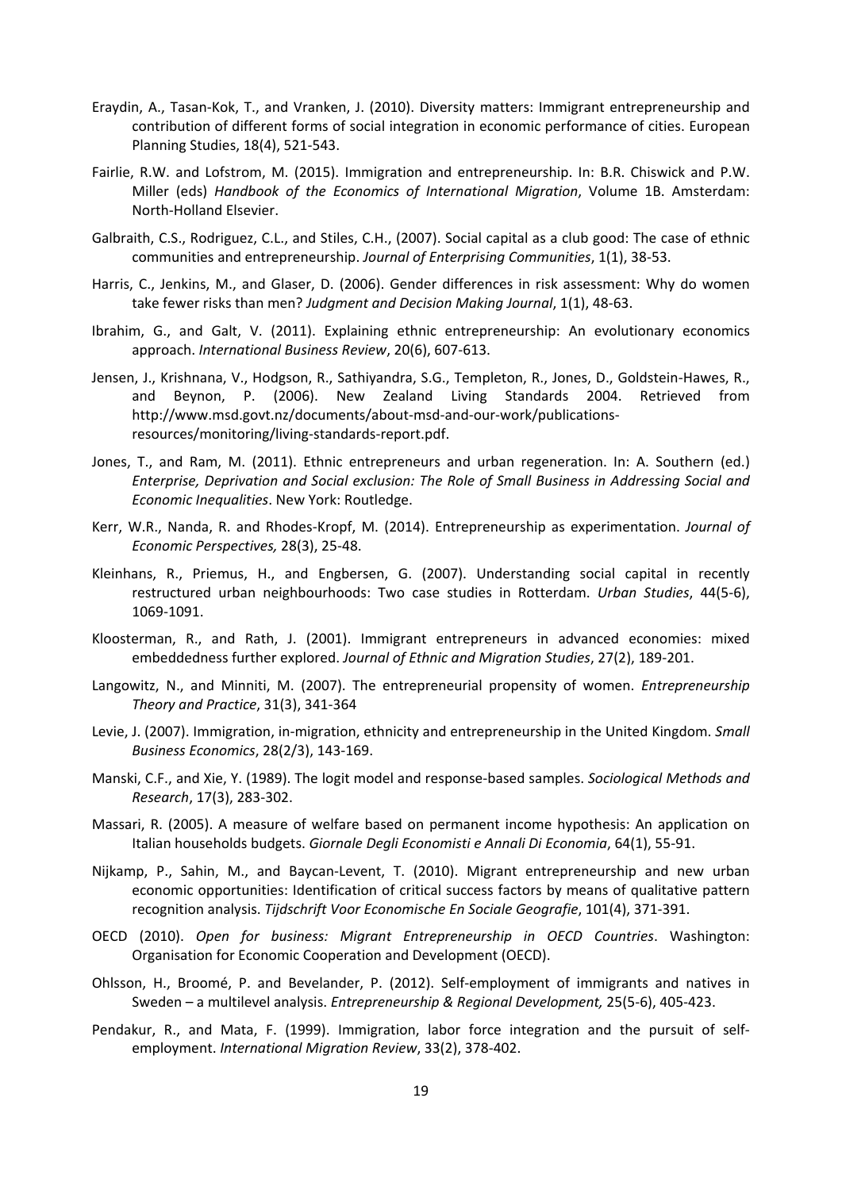Eraydin, A., Tasan-Kok, T., and Vranken, J. (2010). Diversity matters: Immigrant entrepreneurship and contribution of different forms of social integration in economic performance of cities. European Planning Studies, 18(4), 521-543.

Fairlie, R.W. and Lofstrom, M. (2015). Immigration and entrepreneurship. In: B.R. Chiswick and P.W. Miller (eds) *Handbook of the Economics of International Migration*, Volume 1B. Amsterdam: North-Holland Elsevier.

Galbraith, C.S., Rodriguez, C.L., and Stiles, C.H., (2007). Social capital as a club good: The case of ethnic communities and entrepreneurship. *Journal of Enterprising Communities*, 1(1), 38-53.

Harris, C., Jenkins, M., and Glaser, D. (2006). Gender differences in risk assessment: Why do women take fewer risks than men? *Judgment and Decision Making Journal*, 1(1), 48-63.

Ibrahim, G., and Galt, V. (2011). Explaining ethnic entrepreneurship: An evolutionary economics approach. *International Business Review*, 20(6), 607-613.

Jensen, J., Krishnana, V., Hodgson, R., Sathiyandra, S.G., Templeton, R., Jones, D., Goldstein-Hawes, R., and Beynon, P. (2006). New Zealand Living Standards 2004. Retrieved from http://www.msd.govt.nz/documents/about-msd-and-our-work/publications-resources/monitoring/living-standards-report.pdf.

Jones, T., and Ram, M. (2011). Ethnic entrepreneurs and urban regeneration. In: A. Southern (ed.) *Enterprise, Deprivation and Social exclusion: The Role of Small Business in Addressing Social and Economic Inequalities*. New York: Routledge.

Kerr, W.R., Nanda, R. and Rhodes-Kropf, M. (2014). Entrepreneurship as experimentation. *Journal of Economic Perspectives,* 28(3), 25-48.

Kleinhans, R., Priemus, H., and Engbersen, G. (2007). Understanding social capital in recently restructured urban neighbourhoods: Two case studies in Rotterdam. *Urban Studies*, 44(5-6), 1069-1091.

Kloosterman, R., and Rath, J. (2001). Immigrant entrepreneurs in advanced economies: mixed embeddedness further explored. *Journal of Ethnic and Migration Studies*, 27(2), 189-201.

Langowitz, N., and Minniti, M. (2007). The entrepreneurial propensity of women. *Entrepreneurship Theory and Practice*, 31(3), 341-364

Levie, J. (2007). Immigration, in-migration, ethnicity and entrepreneurship in the United Kingdom. *Small Business Economics*, 28(2/3), 143-169.

Manski, C.F., and Xie, Y. (1989). The logit model and response-based samples. *Sociological Methods and Research*, 17(3), 283-302.

Massari, R. (2005). A measure of welfare based on permanent income hypothesis: An application on Italian households budgets. *Giornale Degli Economisti e Annali Di Economia*, 64(1), 55-91.

Nijkamp, P., Sahin, M., and Baycan-Levent, T. (2010). Migrant entrepreneurship and new urban economic opportunities: Identification of critical success factors by means of qualitative pattern recognition analysis. *Tijdschrift Voor Economische En Sociale Geografie*, 101(4), 371-391.

OECD (2010). *Open for business: Migrant Entrepreneurship in OECD Countries*. Washington: Organisation for Economic Cooperation and Development (OECD).

Ohlsson, H., Broomé, P. and Bevelander, P. (2012). Self-employment of immigrants and natives in Sweden – a multilevel analysis. *Entrepreneurship & Regional Development,* 25(5-6), 405-423.

Pendakur, R., and Mata, F. (1999). Immigration, labor force integration and the pursuit of self-employment. *International Migration Review*, 33(2), 378-402.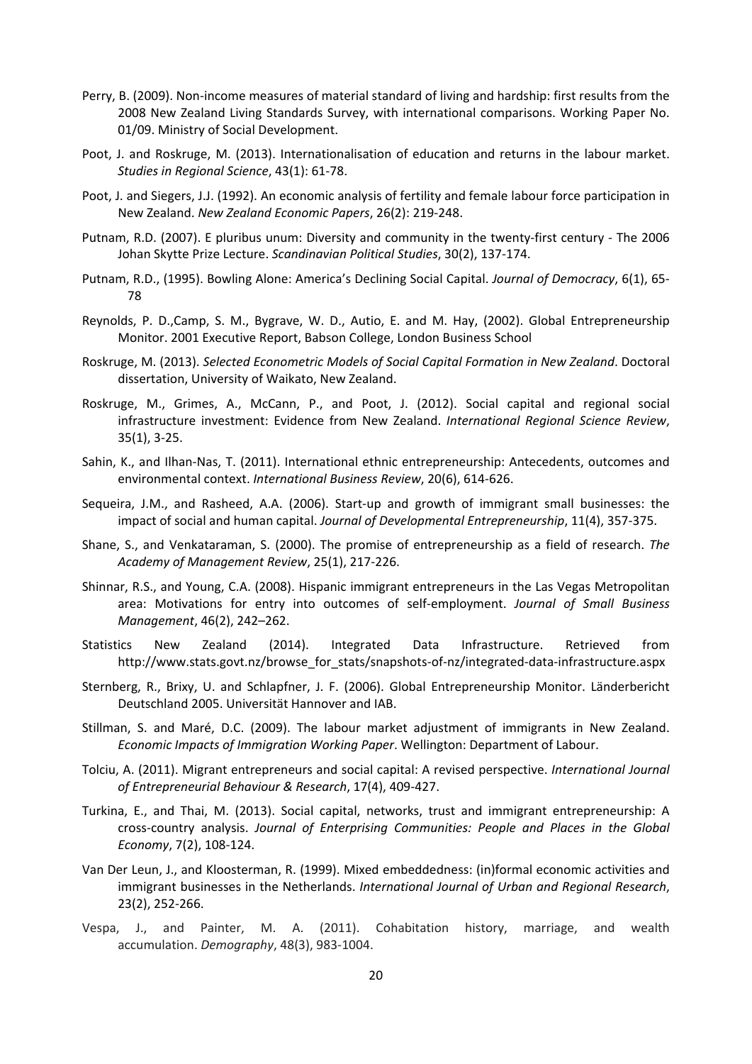Perry, B. (2009). Non-income measures of material standard of living and hardship: first results from the 2008 New Zealand Living Standards Survey, with international comparisons. Working Paper No. 01/09. Ministry of Social Development.

Poot, J. and Roskruge, M. (2013). Internationalisation of education and returns in the labour market. *Studies in Regional Science*, 43(1): 61-78.

Poot, J. and Siegers, J.J. (1992). An economic analysis of fertility and female labour force participation in New Zealand. *New Zealand Economic Papers*, 26(2): 219-248.

Putnam, R.D. (2007). E pluribus unum: Diversity and community in the twenty-first century - The 2006 Johan Skytte Prize Lecture. *Scandinavian Political Studies*, 30(2), 137-174.

Putnam, R.D., (1995). Bowling Alone: America's Declining Social Capital. *Journal of Democracy*, 6(1), 65-78

Reynolds, P. D.,Camp, S. M., Bygrave, W. D., Autio, E. and M. Hay, (2002). Global Entrepreneurship Monitor. 2001 Executive Report, Babson College, London Business School

Roskruge, M. (2013). *Selected Econometric Models of Social Capital Formation in New Zealand*. Doctoral dissertation, University of Waikato, New Zealand.

Roskruge, M., Grimes, A., McCann, P., and Poot, J. (2012). Social capital and regional social infrastructure investment: Evidence from New Zealand. *International Regional Science Review*, 35(1), 3-25.

Sahin, K., and Ilhan-Nas, T. (2011). International ethnic entrepreneurship: Antecedents, outcomes and environmental context. *International Business Review*, 20(6), 614-626.

Sequeira, J.M., and Rasheed, A.A. (2006). Start-up and growth of immigrant small businesses: the impact of social and human capital. *Journal of Developmental Entrepreneurship*, 11(4), 357-375.

Shane, S., and Venkataraman, S. (2000). The promise of entrepreneurship as a field of research. *The Academy of Management Review*, 25(1), 217-226.

Shinnar, R.S., and Young, C.A. (2008). Hispanic immigrant entrepreneurs in the Las Vegas Metropolitan area: Motivations for entry into outcomes of self-employment. *Journal of Small Business Management*, 46(2), 242–262.

Statistics New Zealand (2014). Integrated Data Infrastructure. Retrieved from http://www.stats.govt.nz/browse_for_stats/snapshots-of-nz/integrated-data-infrastructure.aspx

Sternberg, R., Brixy, U. and Schlapfner, J. F. (2006). Global Entrepreneurship Monitor. Länderbericht Deutschland 2005. Universität Hannover and IAB.

Stillman, S. and Maré, D.C. (2009). The labour market adjustment of immigrants in New Zealand. *Economic Impacts of Immigration Working Paper*. Wellington: Department of Labour.

Tolciu, A. (2011). Migrant entrepreneurs and social capital: A revised perspective. *International Journal of Entrepreneurial Behaviour & Research*, 17(4), 409-427.

Turkina, E., and Thai, M. (2013). Social capital, networks, trust and immigrant entrepreneurship: A cross-country analysis. *Journal of Enterprising Communities: People and Places in the Global Economy*, 7(2), 108-124.

Van Der Leun, J., and Kloosterman, R. (1999). Mixed embeddedness: (in)formal economic activities and immigrant businesses in the Netherlands. *International Journal of Urban and Regional Research*, 23(2), 252-266.

Vespa, J., and Painter, M. A. (2011). Cohabitation history, marriage, and wealth accumulation. *Demography*, 48(3), 983-1004.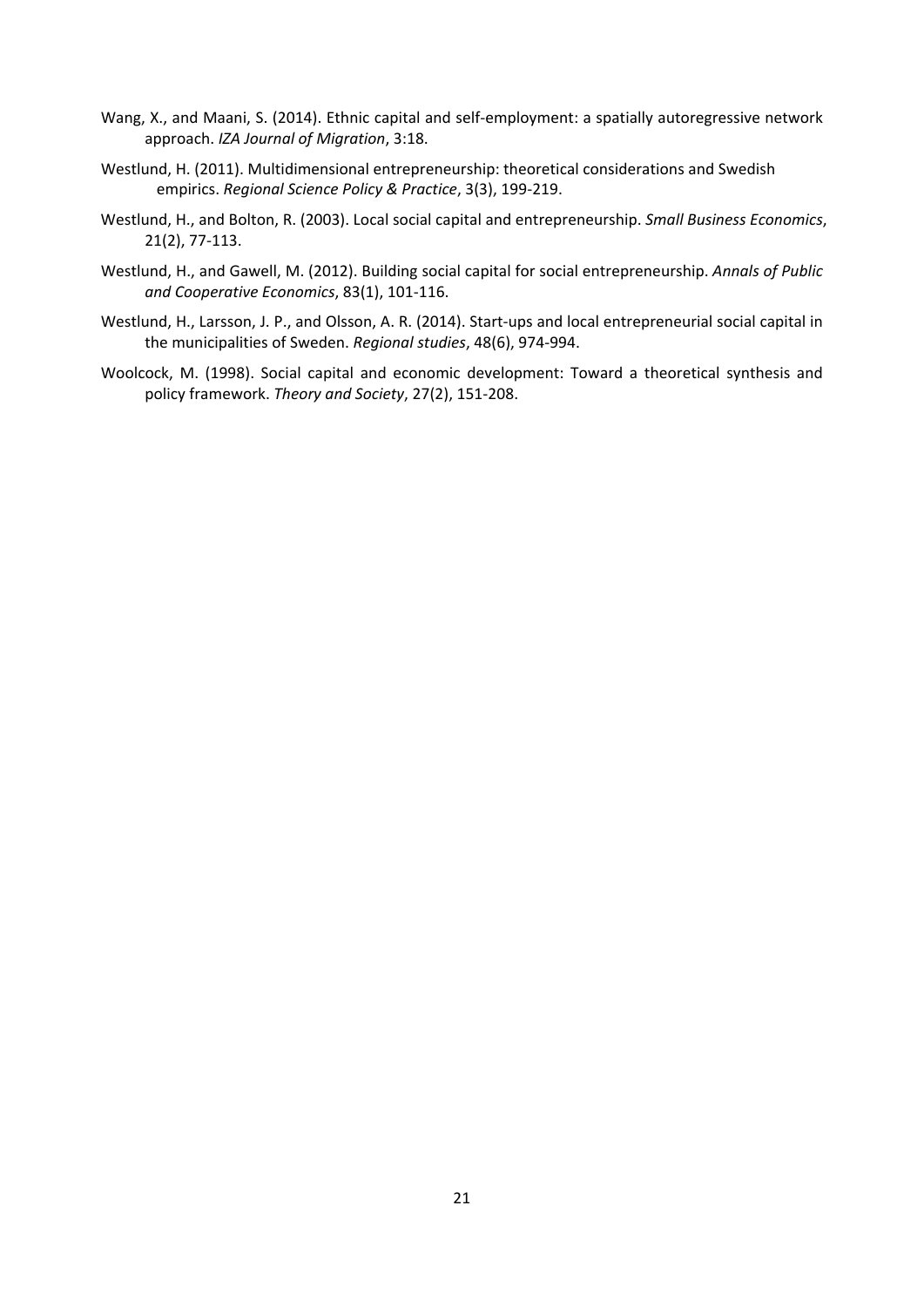Wang, X., and Maani, S. (2014). Ethnic capital and self-employment: a spatially autoregressive network approach. *IZA Journal of Migration*, 3:18.

Westlund, H. (2011). Multidimensional entrepreneurship: theoretical considerations and Swedish empirics. *Regional Science Policy & Practice*, 3(3), 199-219.

Westlund, H., and Bolton, R. (2003). Local social capital and entrepreneurship. *Small Business Economics*, 21(2), 77-113.

Westlund, H., and Gawell, M. (2012). Building social capital for social entrepreneurship. *Annals of Public and Cooperative Economics*, 83(1), 101-116.

Westlund, H., Larsson, J. P., and Olsson, A. R. (2014). Start-ups and local entrepreneurial social capital in the municipalities of Sweden. *Regional studies*, 48(6), 974-994.

Woolcock, M. (1998). Social capital and economic development: Toward a theoretical synthesis and policy framework. *Theory and Society*, 27(2), 151-208.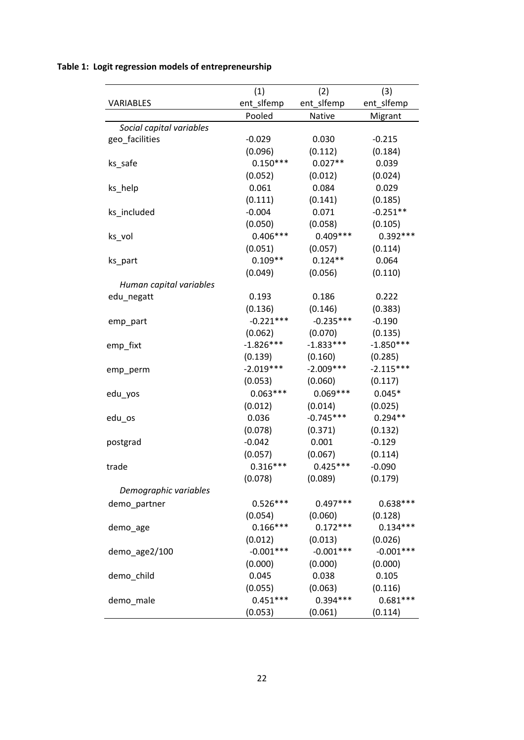**Table 1: Logit regression models of entrepreneurship**

| | (1) | (2) | (3) |
|---|---|---|---|
| VARIABLES | ent_slfemp | ent_slfemp | ent_slfemp |
| | Pooled | Native | Migrant |
| *Social capital variables* | | | |
| geo_facilities | -0.029 | 0.030 | -0.215 |
| | (0.096) | (0.112) | (0.184) |
| ks_safe | 0.150*** | 0.027** | 0.039 |
| | (0.052) | (0.012) | (0.024) |
| ks_help | 0.061 | 0.084 | 0.029 |
| | (0.111) | (0.141) | (0.185) |
| ks_included | -0.004 | 0.071 | -0.251** |
| | (0.050) | (0.058) | (0.105) |
| ks_vol | 0.406*** | 0.409*** | 0.392*** |
| | (0.051) | (0.057) | (0.114) |
| ks_part | 0.109** | 0.124** | 0.064 |
| | (0.049) | (0.056) | (0.110) |
| *Human capital variables* | | | |
| edu_negatt | 0.193 | 0.186 | 0.222 |
| | (0.136) | (0.146) | (0.383) |
| emp_part | -0.221*** | -0.235*** | -0.190 |
| | (0.062) | (0.070) | (0.135) |
| emp_fixt | -1.826*** | -1.833*** | -1.850*** |
| | (0.139) | (0.160) | (0.285) |
| emp_perm | -2.019*** | -2.009*** | -2.115*** |
| | (0.053) | (0.060) | (0.117) |
| edu_yos | 0.063*** | 0.069*** | 0.045* |
| | (0.012) | (0.014) | (0.025) |
| edu_os | 0.036 | -0.745*** | 0.294** |
| | (0.078) | (0.371) | (0.132) |
| postgrad | -0.042 | 0.001 | -0.129 |
| | (0.057) | (0.067) | (0.114) |
| trade | 0.316*** | 0.425*** | -0.090 |
| | (0.078) | (0.089) | (0.179) |
| *Demographic variables* | | | |
| demo_partner | 0.526*** | 0.497*** | 0.638*** |
| | (0.054) | (0.060) | (0.128) |
| demo_age | 0.166*** | 0.172*** | 0.134*** |
| | (0.012) | (0.013) | (0.026) |
| demo_age2/100 | -0.001*** | -0.001*** | -0.001*** |
| | (0.000) | (0.000) | (0.000) |
| demo_child | 0.045 | 0.038 | 0.105 |
| | (0.055) | (0.063) | (0.116) |
| demo_male | 0.451*** | 0.394*** | 0.681*** |
| | (0.053) | (0.061) | (0.114) |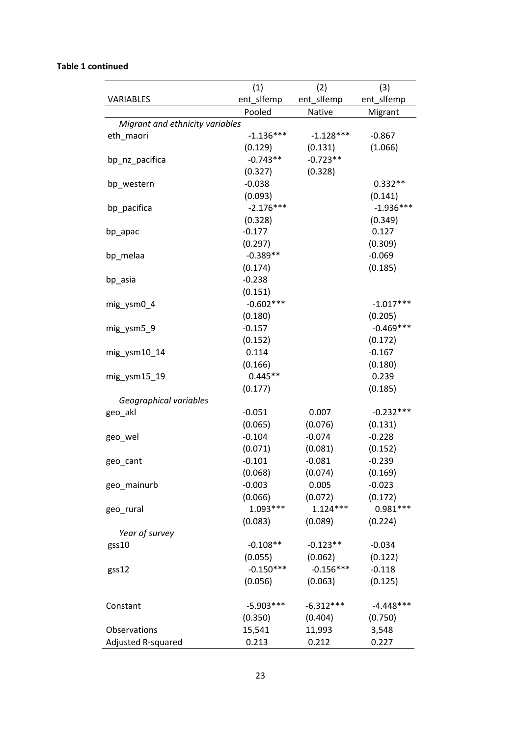**Table 1 continued**

| | (1) | (2) | (3) |
|---|---|---|---|
| VARIABLES | ent_slfemp | ent_slfemp | ent_slfemp |
| | Pooled | Native | Migrant |
| *Migrant and ethnicity variables* | | | |
| eth_maori | -1.136*** | -1.128*** | -0.867 |
| | (0.129) | (0.131) | (1.066) |
| bp_nz_pacifica | -0.743** | -0.723** | |
| | (0.327) | (0.328) | |
| bp_western | -0.038 | | 0.332** |
| | (0.093) | | (0.141) |
| bp_pacifica | -2.176*** | | -1.936*** |
| | (0.328) | | (0.349) |
| bp_apac | -0.177 | | 0.127 |
| | (0.297) | | (0.309) |
| bp_melaa | -0.389** | | -0.069 |
| | (0.174) | | (0.185) |
| bp_asia | -0.238 | | |
| | (0.151) | | |
| mig_ysm0_4 | -0.602*** | | -1.017*** |
| | (0.180) | | (0.205) |
| mig_ysm5_9 | -0.157 | | -0.469*** |
| | (0.152) | | (0.172) |
| mig_ysm10_14 | 0.114 | | -0.167 |
| | (0.166) | | (0.180) |
| mig_ysm15_19 | 0.445** | | 0.239 |
| | (0.177) | | (0.185) |
| *Geographical variables* | | | |
| geo_akl | -0.051 | 0.007 | -0.232*** |
| | (0.065) | (0.076) | (0.131) |
| geo_wel | -0.104 | -0.074 | -0.228 |
| | (0.071) | (0.081) | (0.152) |
| geo_cant | -0.101 | -0.081 | -0.239 |
| | (0.068) | (0.074) | (0.169) |
| geo_mainurb | -0.003 | 0.005 | -0.023 |
| | (0.066) | (0.072) | (0.172) |
| geo_rural | 1.093*** | 1.124*** | 0.981*** |
| | (0.083) | (0.089) | (0.224) |
| *Year of survey* | | | |
| gss10 | -0.108** | -0.123** | -0.034 |
| | (0.055) | (0.062) | (0.122) |
| gss12 | -0.150*** | -0.156*** | -0.118 |
| | (0.056) | (0.063) | (0.125) |
| Constant | -5.903*** | -6.312*** | -4.448*** |
| | (0.350) | (0.404) | (0.750) |
| Observations | 15,541 | 11,993 | 3,548 |
| Adjusted R-squared | 0.213 | 0.212 | 0.227 |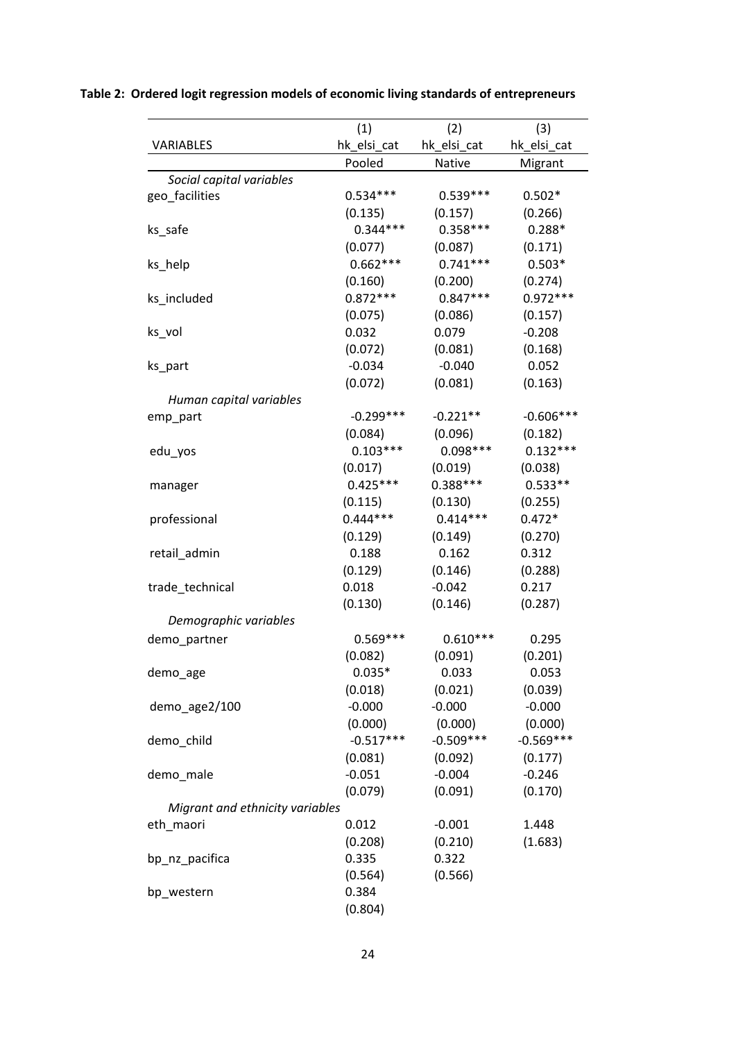**Table 2: Ordered logit regression models of economic living standards of entrepreneurs**

| | (1) | (2) | (3) |
|---|---|---|---|
| VARIABLES | hk_elsi_cat | hk_elsi_cat | hk_elsi_cat |
| | Pooled | Native | Migrant |
| *Social capital variables* | | | |
| geo_facilities | 0.534*** | 0.539*** | 0.502* |
| | (0.135) | (0.157) | (0.266) |
| ks_safe | 0.344*** | 0.358*** | 0.288* |
| | (0.077) | (0.087) | (0.171) |
| ks_help | 0.662*** | 0.741*** | 0.503* |
| | (0.160) | (0.200) | (0.274) |
| ks_included | 0.872*** | 0.847*** | 0.972*** |
| | (0.075) | (0.086) | (0.157) |
| ks_vol | 0.032 | 0.079 | -0.208 |
| | (0.072) | (0.081) | (0.168) |
| ks_part | -0.034 | -0.040 | 0.052 |
| | (0.072) | (0.081) | (0.163) |
| *Human capital variables* | | | |
| emp_part | -0.299*** | -0.221** | -0.606*** |
| | (0.084) | (0.096) | (0.182) |
| edu_yos | 0.103*** | 0.098*** | 0.132*** |
| | (0.017) | (0.019) | (0.038) |
| manager | 0.425*** | 0.388*** | 0.533** |
| | (0.115) | (0.130) | (0.255) |
| professional | 0.444*** | 0.414*** | 0.472* |
| | (0.129) | (0.149) | (0.270) |
| retail_admin | 0.188 | 0.162 | 0.312 |
| | (0.129) | (0.146) | (0.288) |
| trade_technical | 0.018 | -0.042 | 0.217 |
| | (0.130) | (0.146) | (0.287) |
| *Demographic variables* | | | |
| demo_partner | 0.569*** | 0.610*** | 0.295 |
| | (0.082) | (0.091) | (0.201) |
| demo_age | 0.035* | 0.033 | 0.053 |
| | (0.018) | (0.021) | (0.039) |
| demo_age2/100 | -0.000 | -0.000 | -0.000 |
| | (0.000) | (0.000) | (0.000) |
| demo_child | -0.517*** | -0.509*** | -0.569*** |
| | (0.081) | (0.092) | (0.177) |
| demo_male | -0.051 | -0.004 | -0.246 |
| | (0.079) | (0.091) | (0.170) |
| *Migrant and ethnicity variables* | | | |
| eth_maori | 0.012 | -0.001 | 1.448 |
| | (0.208) | (0.210) | (1.683) |
| bp_nz_pacifica | 0.335 | 0.322 | |
| | (0.564) | (0.566) | |
| bp_western | 0.384 | | |
| | (0.804) | | |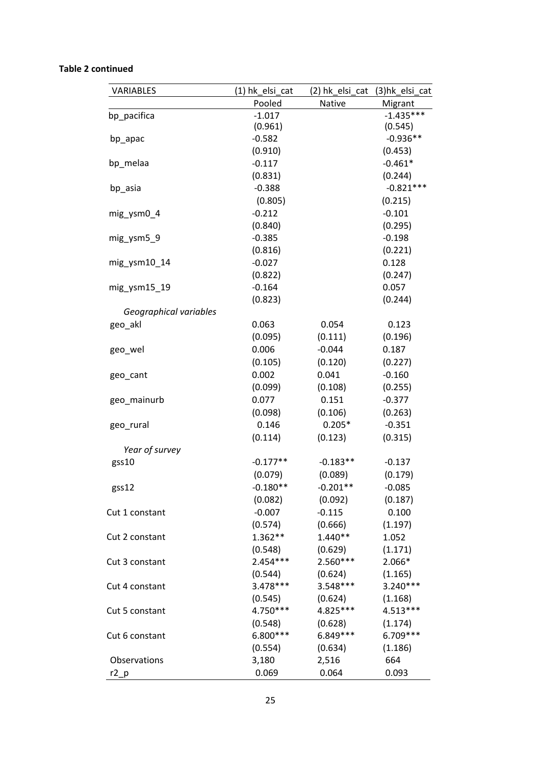**Table 2 continued**

| VARIABLES | (1) hk_elsi_cat | (2) hk_elsi_cat | (3)hk_elsi_cat |
|---|---|---|---|
| | Pooled | Native | Migrant |
| bp_pacifica | -1.017 | | -1.435*** |
| | (0.961) | | (0.545) |
| bp_apac | -0.582 | | -0.936** |
| | (0.910) | | (0.453) |
| bp_melaa | -0.117 | | -0.461* |
| | (0.831) | | (0.244) |
| bp_asia | -0.388 | | -0.821*** |
| | (0.805) | | (0.215) |
| mig_ysm0_4 | -0.212 | | -0.101 |
| | (0.840) | | (0.295) |
| mig_ysm5_9 | -0.385 | | -0.198 |
| | (0.816) | | (0.221) |
| mig_ysm10_14 | -0.027 | | 0.128 |
| | (0.822) | | (0.247) |
| mig_ysm15_19 | -0.164 | | 0.057 |
| | (0.823) | | (0.244) |
| *Geographical variables* | | | |
| geo_akl | 0.063 | 0.054 | 0.123 |
| | (0.095) | (0.111) | (0.196) |
| geo_wel | 0.006 | -0.044 | 0.187 |
| | (0.105) | (0.120) | (0.227) |
| geo_cant | 0.002 | 0.041 | -0.160 |
| | (0.099) | (0.108) | (0.255) |
| geo_mainurb | 0.077 | 0.151 | -0.377 |
| | (0.098) | (0.106) | (0.263) |
| geo_rural | 0.146 | 0.205* | -0.351 |
| | (0.114) | (0.123) | (0.315) |
| *Year of survey* | | | |
| gss10 | -0.177** | -0.183** | -0.137 |
| | (0.079) | (0.089) | (0.179) |
| gss12 | -0.180** | -0.201** | -0.085 |
| | (0.082) | (0.092) | (0.187) |
| Cut 1 constant | -0.007 | -0.115 | 0.100 |
| | (0.574) | (0.666) | (1.197) |
| Cut 2 constant | 1.362** | 1.440** | 1.052 |
| | (0.548) | (0.629) | (1.171) |
| Cut 3 constant | 2.454*** | 2.560*** | 2.066* |
| | (0.544) | (0.624) | (1.165) |
| Cut 4 constant | 3.478*** | 3.548*** | 3.240*** |
| | (0.545) | (0.624) | (1.168) |
| Cut 5 constant | 4.750*** | 4.825*** | 4.513*** |
| | (0.548) | (0.628) | (1.174) |
| Cut 6 constant | 6.800*** | 6.849*** | 6.709*** |
| | (0.554) | (0.634) | (1.186) |
| Observations | 3,180 | 2,516 | 664 |
| r2_p | 0.069 | 0.064 | 0.093 |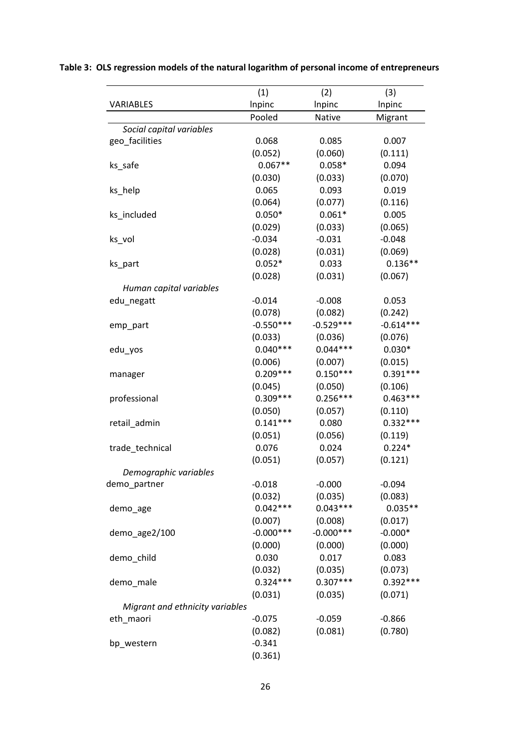**Table 3: OLS regression models of the natural logarithm of personal income of entrepreneurs**

| | (1) | (2) | (3) |
|---|---|---|---|
| VARIABLES | lnpinc | lnpinc | lnpinc |
| | Pooled | Native | Migrant |
| *Social capital variables* | | | |
| geo_facilities | 0.068 | 0.085 | 0.007 |
| | (0.052) | (0.060) | (0.111) |
| ks_safe | 0.067** | 0.058* | 0.094 |
| | (0.030) | (0.033) | (0.070) |
| ks_help | 0.065 | 0.093 | 0.019 |
| | (0.064) | (0.077) | (0.116) |
| ks_included | 0.050* | 0.061* | 0.005 |
| | (0.029) | (0.033) | (0.065) |
| ks_vol | -0.034 | -0.031 | -0.048 |
| | (0.028) | (0.031) | (0.069) |
| ks_part | 0.052* | 0.033 | 0.136** |
| | (0.028) | (0.031) | (0.067) |
| *Human capital variables* | | | |
| edu_negatt | -0.014 | -0.008 | 0.053 |
| | (0.078) | (0.082) | (0.242) |
| emp_part | -0.550*** | -0.529*** | -0.614*** |
| | (0.033) | (0.036) | (0.076) |
| edu_yos | 0.040*** | 0.044*** | 0.030* |
| | (0.006) | (0.007) | (0.015) |
| manager | 0.209*** | 0.150*** | 0.391*** |
| | (0.045) | (0.050) | (0.106) |
| professional | 0.309*** | 0.256*** | 0.463*** |
| | (0.050) | (0.057) | (0.110) |
| retail_admin | 0.141*** | 0.080 | 0.332*** |
| | (0.051) | (0.056) | (0.119) |
| trade_technical | 0.076 | 0.024 | 0.224* |
| | (0.051) | (0.057) | (0.121) |
| *Demographic variables* | | | |
| demo_partner | -0.018 | -0.000 | -0.094 |
| | (0.032) | (0.035) | (0.083) |
| demo_age | 0.042*** | 0.043*** | 0.035** |
| | (0.007) | (0.008) | (0.017) |
| demo_age2/100 | -0.000*** | -0.000*** | -0.000* |
| | (0.000) | (0.000) | (0.000) |
| demo_child | 0.030 | 0.017 | 0.083 |
| | (0.032) | (0.035) | (0.073) |
| demo_male | 0.324*** | 0.307*** | 0.392*** |
| | (0.031) | (0.035) | (0.071) |
| *Migrant and ethnicity variables* | | | |
| eth_maori | -0.075 | -0.059 | -0.866 |
| | (0.082) | (0.081) | (0.780) |
| bp_western | -0.341 | | |
| | (0.361) | | |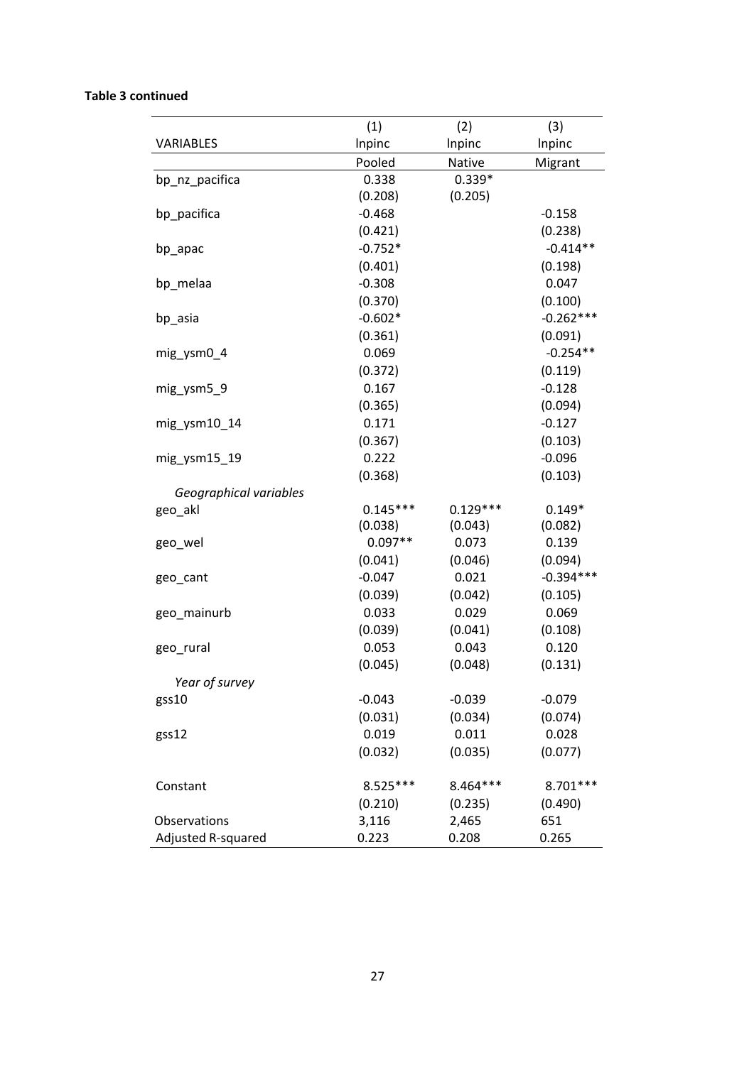**Table 3 continued**

| VARIABLES | (1)<br>lnpinc<br>Pooled | (2)<br>lnpinc<br>Native | (3)<br>lnpinc<br>Migrant |
|---|---|---|---|
| bp_nz_pacifica | 0.338 | 0.339* | |
| | (0.208) | (0.205) | |
| bp_pacifica | -0.468 | | -0.158 |
| | (0.421) | | (0.238) |
| bp_apac | -0.752* | | -0.414** |
| | (0.401) | | (0.198) |
| bp_melaa | -0.308 | | 0.047 |
| | (0.370) | | (0.100) |
| bp_asia | -0.602* | | -0.262*** |
| | (0.361) | | (0.091) |
| mig_ysm0_4 | 0.069 | | -0.254** |
| | (0.372) | | (0.119) |
| mig_ysm5_9 | 0.167 | | -0.128 |
| | (0.365) | | (0.094) |
| mig_ysm10_14 | 0.171 | | -0.127 |
| | (0.367) | | (0.103) |
| mig_ysm15_19 | 0.222 | | -0.096 |
| | (0.368) | | (0.103) |
| *Geographical variables* | | | |
| geo_akl | 0.145*** | 0.129*** | 0.149* |
| | (0.038) | (0.043) | (0.082) |
| geo_wel | 0.097** | 0.073 | 0.139 |
| | (0.041) | (0.046) | (0.094) |
| geo_cant | -0.047 | 0.021 | -0.394*** |
| | (0.039) | (0.042) | (0.105) |
| geo_mainurb | 0.033 | 0.029 | 0.069 |
| | (0.039) | (0.041) | (0.108) |
| geo_rural | 0.053 | 0.043 | 0.120 |
| | (0.045) | (0.048) | (0.131) |
| *Year of survey* | | | |
| gss10 | -0.043 | -0.039 | -0.079 |
| | (0.031) | (0.034) | (0.074) |
| gss12 | 0.019 | 0.011 | 0.028 |
| | (0.032) | (0.035) | (0.077) |
| Constant | 8.525*** | 8.464*** | 8.701*** |
| | (0.210) | (0.235) | (0.490) |
| Observations | 3,116 | 2,465 | 651 |
| Adjusted R-squared | 0.223 | 0.208 | 0.265 |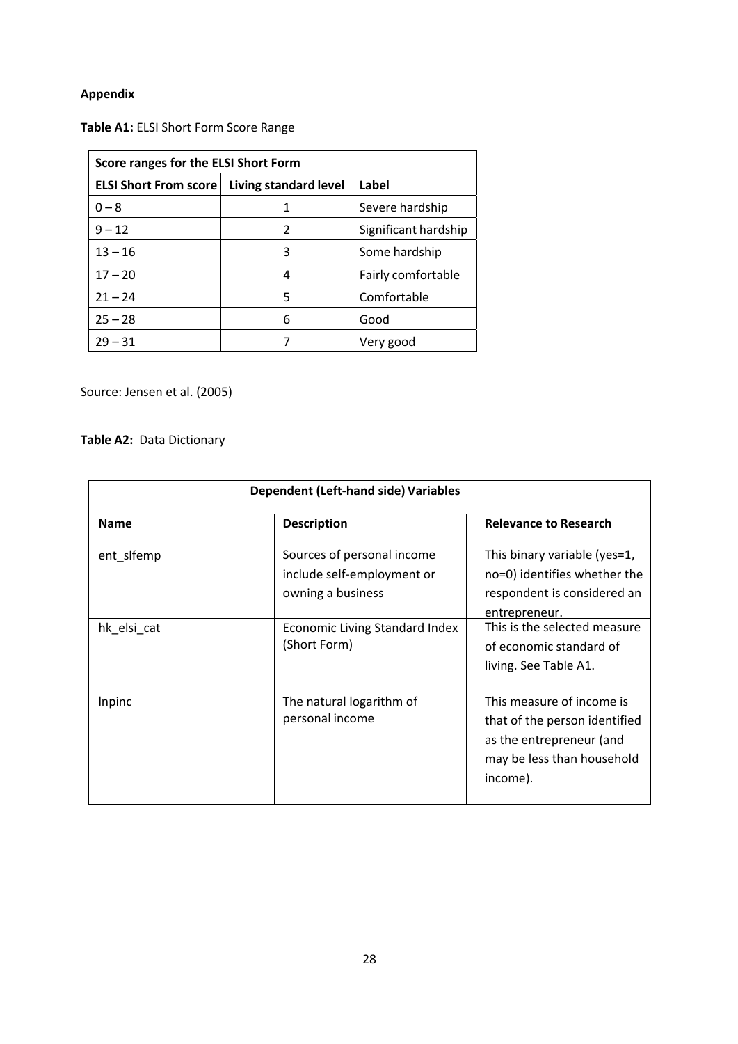**Appendix**

**Table A1:** ELSI Short Form Score Range

| Score ranges for the ELSI Short Form | | |
|---|---|---|
| **ELSI Short From score** | **Living standard level** | **Label** |
| 0 – 8 | 1 | Severe hardship |
| 9 – 12 | 2 | Significant hardship |
| 13 – 16 | 3 | Some hardship |
| 17 – 20 | 4 | Fairly comfortable |
| 21 – 24 | 5 | Comfortable |
| 25 – 28 | 6 | Good |
| 29 – 31 | 7 | Very good |

Source: Jensen et al. (2005)

**Table A2:** Data Dictionary

| Dependent (Left-hand side) Variables | | |
|---|---|---|
| **Name** | **Description** | **Relevance to Research** |
| ent_slfemp | Sources of personal income include self-employment or owning a business | This binary variable (yes=1, no=0) identifies whether the respondent is considered an entrepreneur. |
| hk_elsi_cat | Economic Living Standard Index (Short Form) | This is the selected measure of economic standard of living. See Table A1. |
| lnpinc | The natural logarithm of personal income | This measure of income is that of the person identified as the entrepreneur (and may be less than household income). |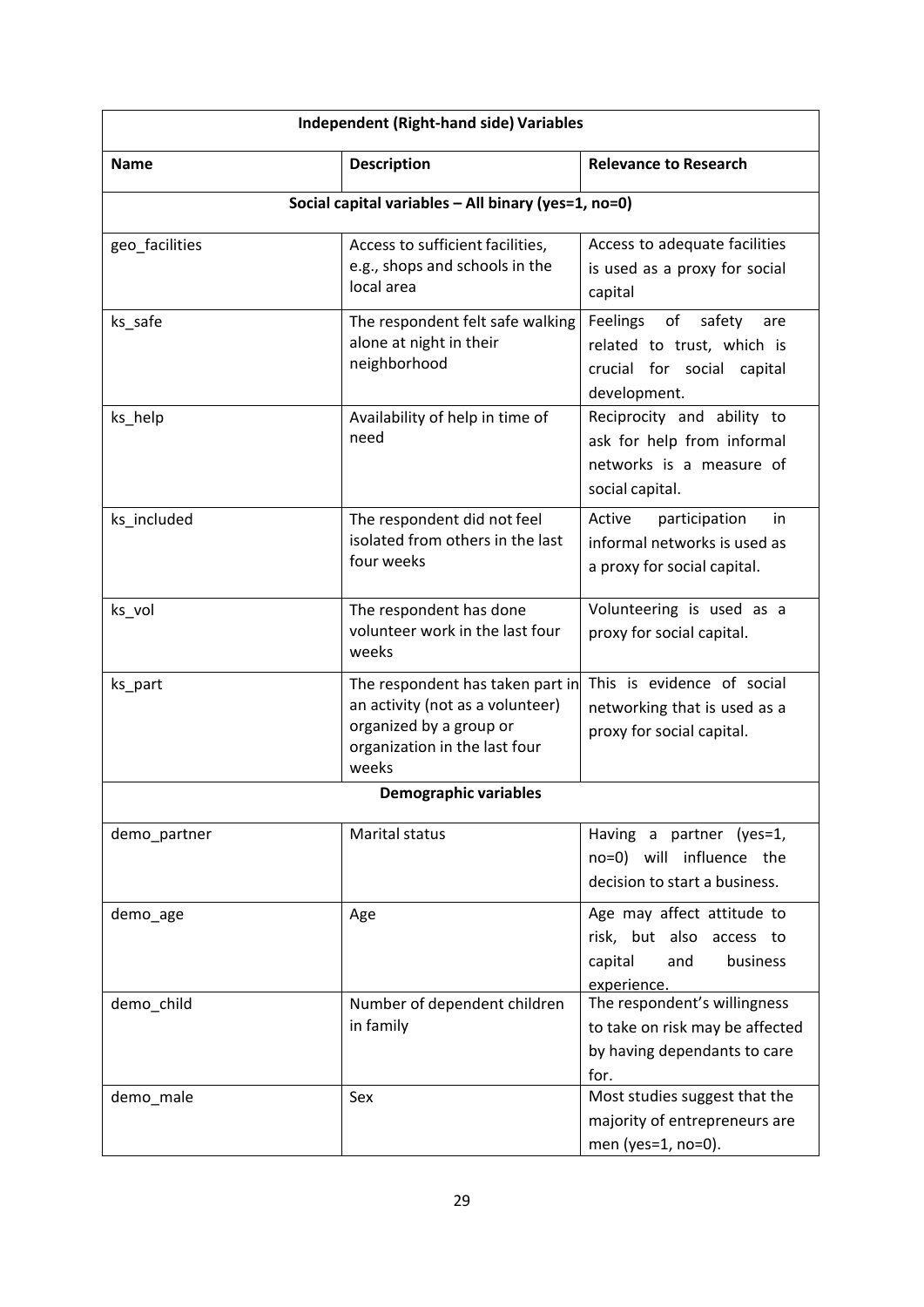| Independent (Right-hand side) Variables | | |
|---|---|---|
| **Name** | **Description** | **Relevance to Research** |
| **Social capital variables – All binary (yes=1, no=0)** | | |
| geo_facilities | Access to sufficient facilities, e.g., shops and schools in the local area | Access to adequate facilities is used as a proxy for social capital |
| ks_safe | The respondent felt safe walking alone at night in their neighborhood | Feelings of safety are related to trust, which is crucial for social capital development. |
| ks_help | Availability of help in time of need | Reciprocity and ability to ask for help from informal networks is a measure of social capital. |
| ks_included | The respondent did not feel isolated from others in the last four weeks | Active participation in informal networks is used as a proxy for social capital. |
| ks_vol | The respondent has done volunteer work in the last four weeks | Volunteering is used as a proxy for social capital. |
| ks_part | The respondent has taken part in an activity (not as a volunteer) organized by a group or organization in the last four weeks | This is evidence of social networking that is used as a proxy for social capital. |
| **Demographic variables** | | |
| demo_partner | Marital status | Having a partner (yes=1, no=0) will influence the decision to start a business. |
| demo_age | Age | Age may affect attitude to risk, but also access to capital and business experience. |
| demo_child | Number of dependent children in family | The respondent's willingness to take on risk may be affected by having dependants to care for. |
| demo_male | Sex | Most studies suggest that the majority of entrepreneurs are men (yes=1, no=0). |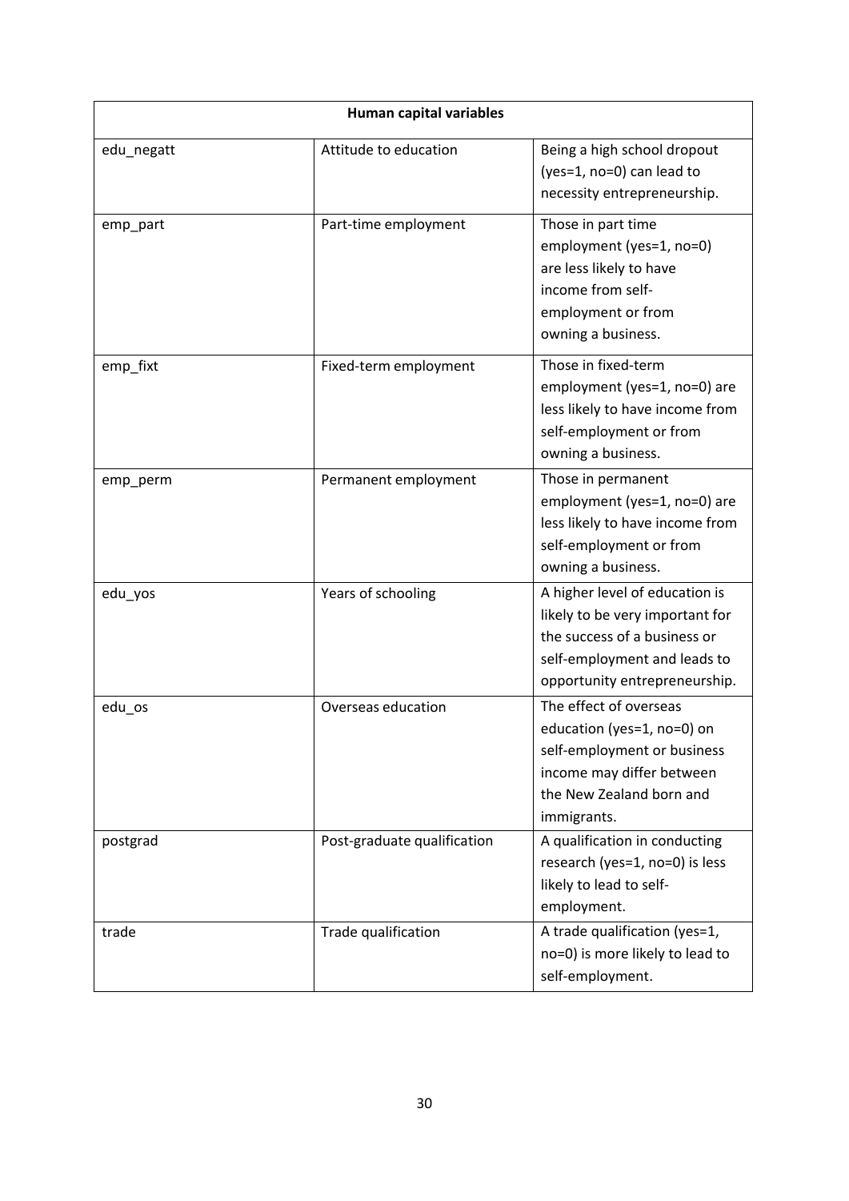| Human capital variables | | |
|---|---|---|
| edu_negatt | Attitude to education | Being a high school dropout (yes=1, no=0) can lead to necessity entrepreneurship. |
| emp_part | Part-time employment | Those in part time employment (yes=1, no=0) are less likely to have income from self-employment or from owning a business. |
| emp_fixt | Fixed-term employment | Those in fixed-term employment (yes=1, no=0) are less likely to have income from self-employment or from owning a business. |
| emp_perm | Permanent employment | Those in permanent employment (yes=1, no=0) are less likely to have income from self-employment or from owning a business. |
| edu_yos | Years of schooling | A higher level of education is likely to be very important for the success of a business or self-employment and leads to opportunity entrepreneurship. |
| edu_os | Overseas education | The effect of overseas education (yes=1, no=0) on self-employment or business income may differ between the New Zealand born and immigrants. |
| postgrad | Post-graduate qualification | A qualification in conducting research (yes=1, no=0) is less likely to lead to self-employment. |
| trade | Trade qualification | A trade qualification (yes=1, no=0) is more likely to lead to self-employment. |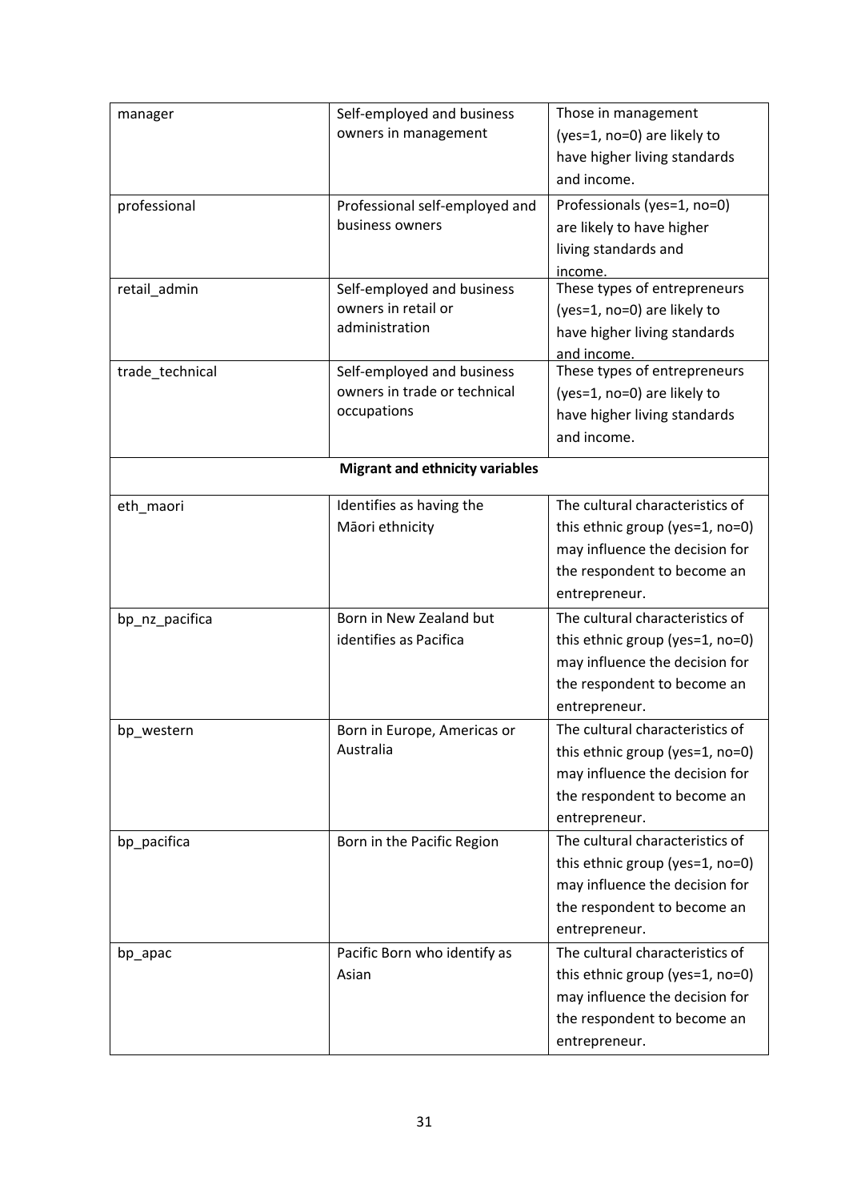| | | |
|---|---|---|
| manager | Self-employed and business owners in management | Those in management (yes=1, no=0) are likely to have higher living standards and income. |
| professional | Professional self-employed and business owners | Professionals (yes=1, no=0) are likely to have higher living standards and income. |
| retail_admin | Self-employed and business owners in retail or administration | These types of entrepreneurs (yes=1, no=0) are likely to have higher living standards and income. |
| trade_technical | Self-employed and business owners in trade or technical occupations | These types of entrepreneurs (yes=1, no=0) are likely to have higher living standards and income. |
| | **Migrant and ethnicity variables** | |
| eth_maori | Identifies as having the Māori ethnicity | The cultural characteristics of this ethnic group (yes=1, no=0) may influence the decision for the respondent to become an entrepreneur. |
| bp_nz_pacifica | Born in New Zealand but identifies as Pacifica | The cultural characteristics of this ethnic group (yes=1, no=0) may influence the decision for the respondent to become an entrepreneur. |
| bp_western | Born in Europe, Americas or Australia | The cultural characteristics of this ethnic group (yes=1, no=0) may influence the decision for the respondent to become an entrepreneur. |
| bp_pacifica | Born in the Pacific Region | The cultural characteristics of this ethnic group (yes=1, no=0) may influence the decision for the respondent to become an entrepreneur. |
| bp_apac | Pacific Born who identify as Asian | The cultural characteristics of this ethnic group (yes=1, no=0) may influence the decision for the respondent to become an entrepreneur. |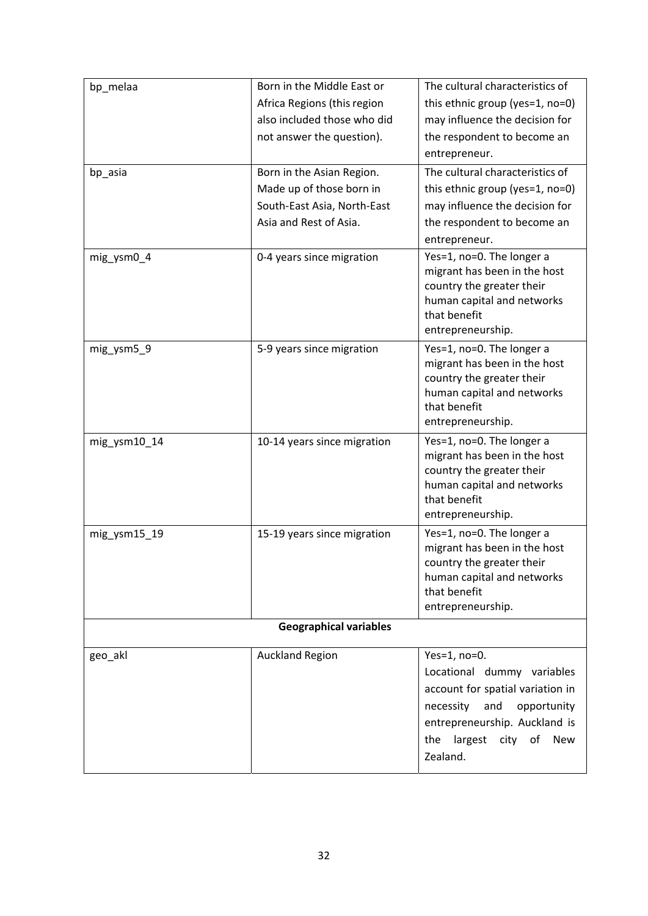| | | |
|---|---|---|
| bp_melaa | Born in the Middle East or Africa Regions (this region also included those who did not answer the question). | The cultural characteristics of this ethnic group (yes=1, no=0) may influence the decision for the respondent to become an entrepreneur. |
| bp_asia | Born in the Asian Region. Made up of those born in South-East Asia, North-East Asia and Rest of Asia. | The cultural characteristics of this ethnic group (yes=1, no=0) may influence the decision for the respondent to become an entrepreneur. |
| mig_ysm0_4 | 0-4 years since migration | Yes=1, no=0. The longer a migrant has been in the host country the greater their human capital and networks that benefit entrepreneurship. |
| mig_ysm5_9 | 5-9 years since migration | Yes=1, no=0. The longer a migrant has been in the host country the greater their human capital and networks that benefit entrepreneurship. |
| mig_ysm10_14 | 10-14 years since migration | Yes=1, no=0. The longer a migrant has been in the host country the greater their human capital and networks that benefit entrepreneurship. |
| mig_ysm15_19 | 15-19 years since migration | Yes=1, no=0. The longer a migrant has been in the host country the greater their human capital and networks that benefit entrepreneurship. |
| | **Geographical variables** | |
| geo_akl | Auckland Region | Yes=1, no=0. Locational dummy variables account for spatial variation in necessity and opportunity entrepreneurship. Auckland is the largest city of New Zealand. |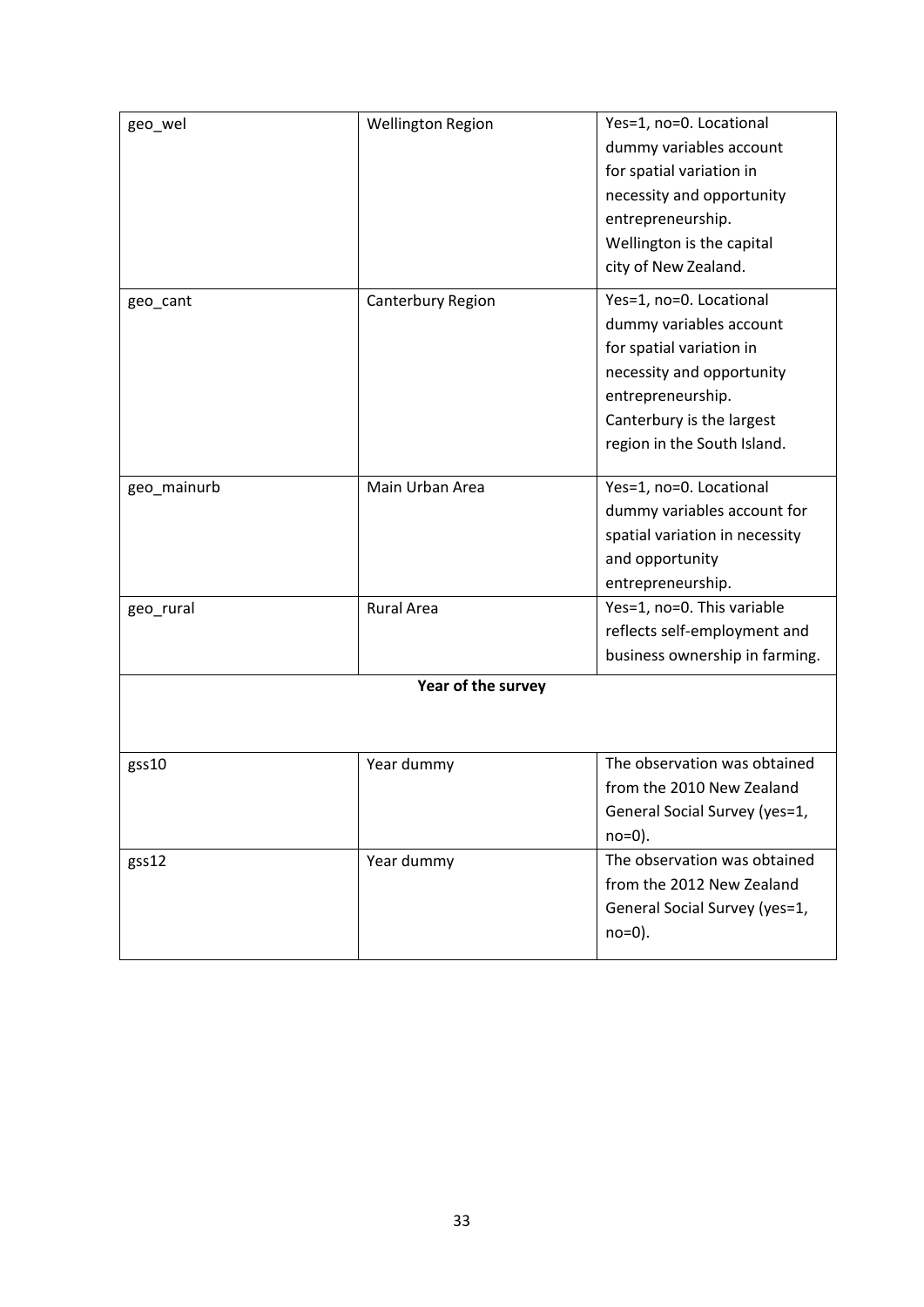| | | |
|---|---|---|
| geo_wel | Wellington Region | Yes=1, no=0. Locational dummy variables account for spatial variation in necessity and opportunity entrepreneurship. Wellington is the capital city of New Zealand. |
| geo_cant | Canterbury Region | Yes=1, no=0. Locational dummy variables account for spatial variation in necessity and opportunity entrepreneurship. Canterbury is the largest region in the South Island. |
| geo_mainurb | Main Urban Area | Yes=1, no=0. Locational dummy variables account for spatial variation in necessity and opportunity entrepreneurship. |
| geo_rural | Rural Area | Yes=1, no=0. This variable reflects self-employment and business ownership in farming. |
| | **Year of the survey** | |
| gss10 | Year dummy | The observation was obtained from the 2010 New Zealand General Social Survey (yes=1, no=0). |
| gss12 | Year dummy | The observation was obtained from the 2012 New Zealand General Social Survey (yes=1, no=0). |